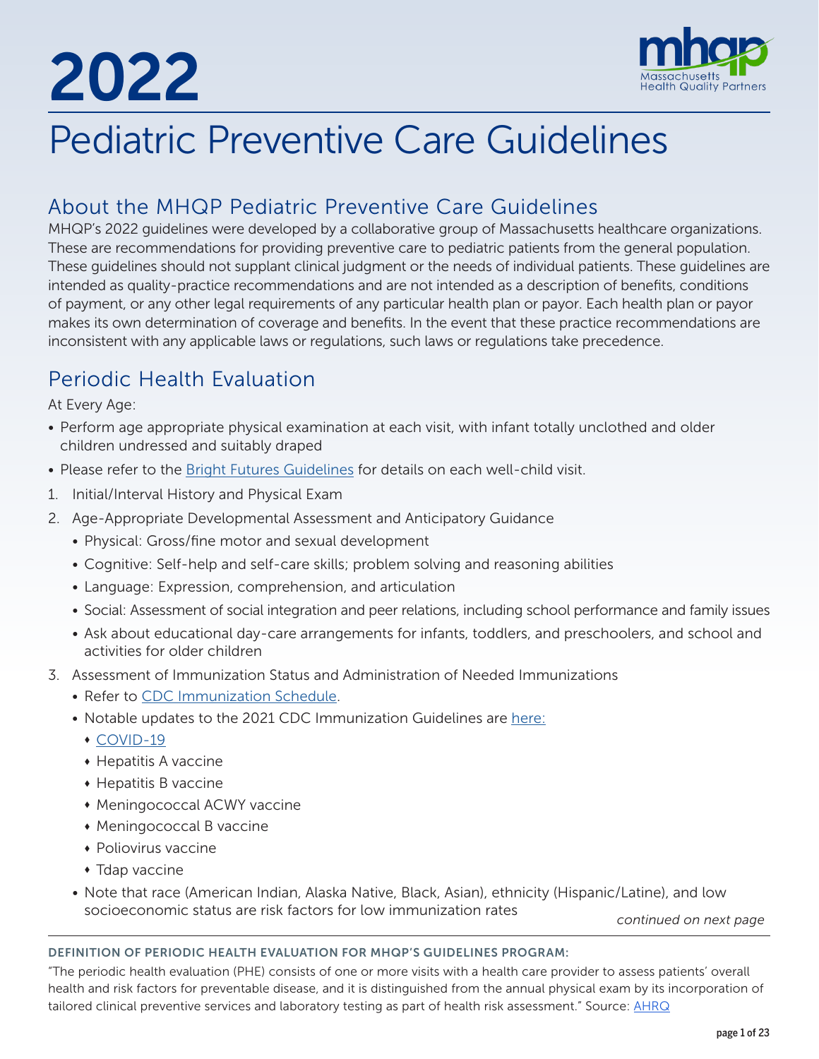# 2022

# Pediatric Preventive Care Guidelines

## About the MHQP Pediatric Preventive Care Guidelines

MHQP's 2022 guidelines were developed by a collaborative group of Massachusetts healthcare organizations. These are recommendations for providing preventive care to pediatric patients from the general population. These guidelines should not supplant clinical judgment or the needs of individual patients. These guidelines are intended as quality-practice recommendations and are not intended as a description of benefits, conditions of payment, or any other legal requirements of any particular health plan or payor. Each health plan or payor makes its own determination of coverage and benefits. In the event that these practice recommendations are inconsistent with any applicable laws or regulations, such laws or regulations take precedence.

## Periodic Health Evaluation

At Every Age:

- Perform age appropriate physical examination at each visit, with infant totally unclothed and older children undressed and suitably draped
- Please refer to the Bright Futures Guidelines for details on each well-child visit.

1. Initial/Interval History and Physical Exam
2. Age-Appropriate Developmental Assessment and Anticipatory Guidance
   - Physical: Gross/fine motor and sexual development
   - Cognitive: Self-help and self-care skills; problem solving and reasoning abilities
   - Language: Expression, comprehension, and articulation
   - Social: Assessment of social integration and peer relations, including school performance and family issues
   - Ask about educational day-care arrangements for infants, toddlers, and preschoolers, and school and activities for older children
3. Assessment of Immunization Status and Administration of Needed Immunizations
   - Refer to CDC Immunization Schedule.
   - Notable updates to the 2021 CDC Immunization Guidelines are here:
     - COVID-19
     - Hepatitis A vaccine
     - Hepatitis B vaccine
     - Meningococcal ACWY vaccine
     - Meningococcal B vaccine
     - Poliovirus vaccine
     - Tdap vaccine
   - Note that race (American Indian, Alaska Native, Black, Asian), ethnicity (Hispanic/Latine), and low socioeconomic status are risk factors for low immunization rates

*continued on next page*

**DEFINITION OF PERIODIC HEALTH EVALUATION FOR MHQP'S GUIDELINES PROGRAM:**

"The periodic health evaluation (PHE) consists of one or more visits with a health care provider to assess patients' overall health and risk factors for preventable disease, and it is distinguished from the annual physical exam by its incorporation of tailored clinical preventive services and laboratory testing as part of health risk assessment." Source: AHRQ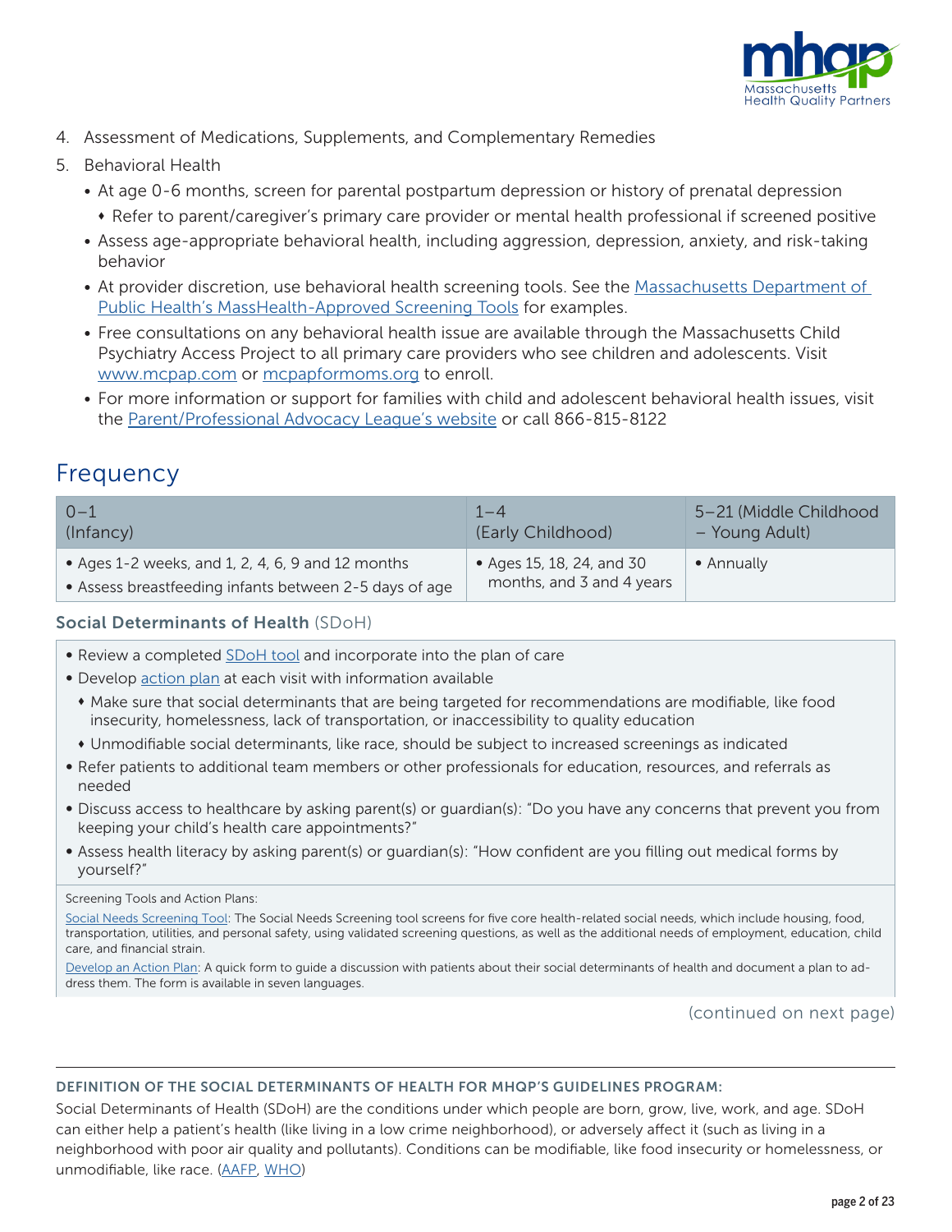4. Assessment of Medications, Supplements, and Complementary Remedies
5. Behavioral Health
   - At age 0-6 months, screen for parental postpartum depression or history of prenatal depression
     - Refer to parent/caregiver's primary care provider or mental health professional if screened positive
   - Assess age-appropriate behavioral health, including aggression, depression, anxiety, and risk-taking behavior
   - At provider discretion, use behavioral health screening tools. See the Massachusetts Department of Public Health's MassHealth-Approved Screening Tools for examples.
   - Free consultations on any behavioral health issue are available through the Massachusetts Child Psychiatry Access Project to all primary care providers who see children and adolescents. Visit www.mcpap.com or mcpapformoms.org to enroll.
   - For more information or support for families with child and adolescent behavioral health issues, visit the Parent/Professional Advocacy League's website or call 866-815-8122

## Frequency

| 0–1 (Infancy) | 1–4 (Early Childhood) | 5–21 (Middle Childhood – Young Adult) |
|---|---|---|
| • Ages 1-2 weeks, and 1, 2, 4, 6, 9 and 12 months<br>• Assess breastfeeding infants between 2-5 days of age | • Ages 15, 18, 24, and 30 months, and 3 and 4 years | • Annually |

### Social Determinants of Health (SDoH)

- Review a completed SDoH tool and incorporate into the plan of care
- Develop action plan at each visit with information available
  - Make sure that social determinants that are being targeted for recommendations are modifiable, like food insecurity, homelessness, lack of transportation, or inaccessibility to quality education
  - Unmodifiable social determinants, like race, should be subject to increased screenings as indicated
- Refer patients to additional team members or other professionals for education, resources, and referrals as needed
- Discuss access to healthcare by asking parent(s) or guardian(s): "Do you have any concerns that prevent you from keeping your child's health care appointments?"
- Assess health literacy by asking parent(s) or guardian(s): "How confident are you filling out medical forms by yourself?"

Screening Tools and Action Plans:

Social Needs Screening Tool: The Social Needs Screening tool screens for five core health-related social needs, which include housing, food, transportation, utilities, and personal safety, using validated screening questions, as well as the additional needs of employment, education, child care, and financial strain.

Develop an Action Plan: A quick form to guide a discussion with patients about their social determinants of health and document a plan to address them. The form is available in seven languages.

(continued on next page)

---

**DEFINITION OF THE SOCIAL DETERMINANTS OF HEALTH FOR MHQP'S GUIDELINES PROGRAM:**

Social Determinants of Health (SDoH) are the conditions under which people are born, grow, live, work, and age. SDoH can either help a patient's health (like living in a low crime neighborhood), or adversely affect it (such as living in a neighborhood with poor air quality and pollutants). Conditions can be modifiable, like food insecurity or homelessness, or unmodifiable, like race. (AAFP, WHO)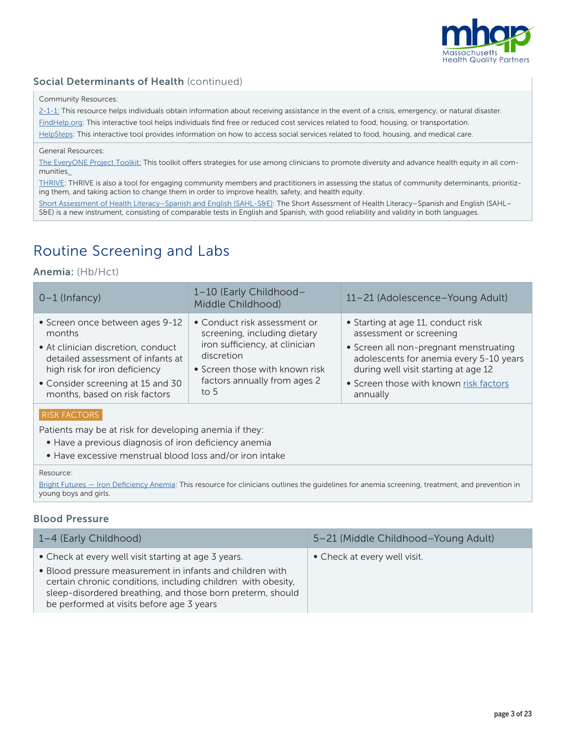### Social Determinants of Health (continued)

Community Resources:

2-1-1: This resource helps individuals obtain information about receiving assistance in the event of a crisis, emergency, or natural disaster.

FindHelp.org: This interactive tool helps individuals find free or reduced cost services related to food, housing, or transportation.

HelpSteps: This interactive tool provides information on how to access social services related to food, housing, and medical care.

General Resources:

The EveryONE Project Toolkit: This toolkit offers strategies for use among clinicians to promote diversity and advance health equity in all communities.

THRIVE: THRIVE is also a tool for engaging community members and practitioners in assessing the status of community determinants, prioritizing them, and taking action to change them in order to improve health, safety, and health equity.

Short Assessment of Health Literacy–Spanish and English (SAHL-S&E): The Short Assessment of Health Literacy–Spanish and English (SAHL–S&E) is a new instrument, consisting of comparable tests in English and Spanish, with good reliability and validity in both languages.

# Routine Screening and Labs

### Anemia: (Hb/Hct)

| 0–1 (Infancy) | 1–10 (Early Childhood–Middle Childhood) | 11–21 (Adolescence–Young Adult) |
|---|---|---|
| • Screen once between ages 9-12 months<br>• At clinician discretion, conduct detailed assessment of infants at high risk for iron deficiency<br>• Consider screening at 15 and 30 months, based on risk factors | • Conduct risk assessment or screening, including dietary iron sufficiency, at clinician discretion<br>• Screen those with known risk factors annually from ages 2 to 5 | • Starting at age 11, conduct risk assessment or screening<br>• Screen all non-pregnant menstruating adolescents for anemia every 5-10 years during well visit starting at age 12<br>• Screen those with known risk factors annually |

RISK FACTORS

Patients may be at risk for developing anemia if they:

- Have a previous diagnosis of iron deficiency anemia
- Have excessive menstrual blood loss and/or iron intake

Resource:

Bright Futures — Iron Deficiency Anemia: This resource for clinicians outlines the guidelines for anemia screening, treatment, and prevention in young boys and girls.

### Blood Pressure

| 1–4 (Early Childhood) | 5–21 (Middle Childhood–Young Adult) |
|---|---|
| • Check at every well visit starting at age 3 years.<br>• Blood pressure measurement in infants and children with certain chronic conditions, including children with obesity, sleep-disordered breathing, and those born preterm, should be performed at visits before age 3 years | • Check at every well visit. |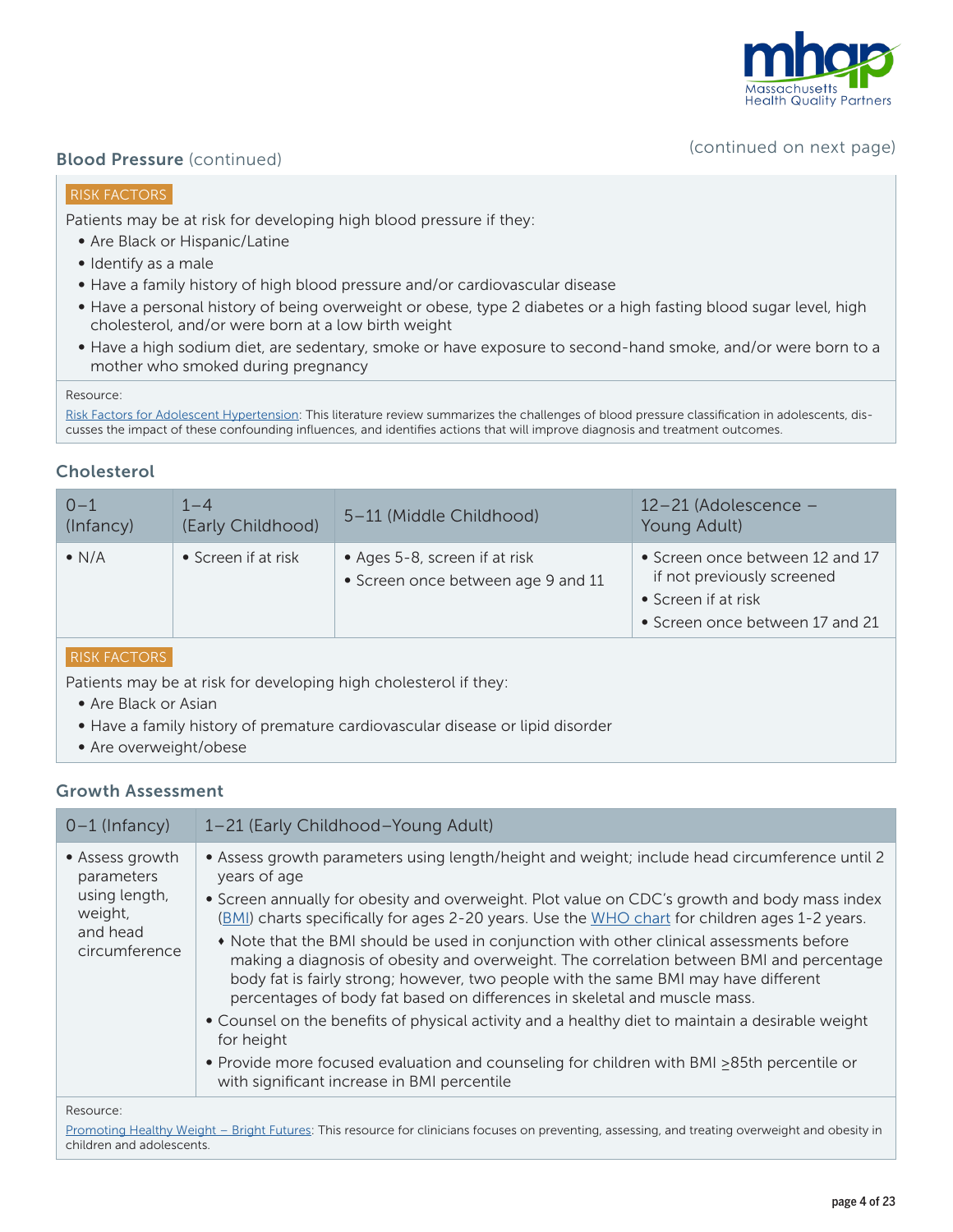(continued on next page)

## Blood Pressure (continued)

**RISK FACTORS**

Patients may be at risk for developing high blood pressure if they:

- Are Black or Hispanic/Latine
- Identify as a male
- Have a family history of high blood pressure and/or cardiovascular disease
- Have a personal history of being overweight or obese, type 2 diabetes or a high fasting blood sugar level, high cholesterol, and/or were born at a low birth weight
- Have a high sodium diet, are sedentary, smoke or have exposure to second-hand smoke, and/or were born to a mother who smoked during pregnancy

Resource:

Risk Factors for Adolescent Hypertension: This literature review summarizes the challenges of blood pressure classification in adolescents, discusses the impact of these confounding influences, and identifies actions that will improve diagnosis and treatment outcomes.

## Cholesterol

| 0–1 (Infancy) | 1–4 (Early Childhood) | 5–11 (Middle Childhood) | 12–21 (Adolescence – Young Adult) |
|---|---|---|---|
| • N/A | • Screen if at risk | • Ages 5-8, screen if at risk<br>• Screen once between age 9 and 11 | • Screen once between 12 and 17 if not previously screened<br>• Screen if at risk<br>• Screen once between 17 and 21 |

**RISK FACTORS**

Patients may be at risk for developing high cholesterol if they:

- Are Black or Asian
- Have a family history of premature cardiovascular disease or lipid disorder
- Are overweight/obese

## Growth Assessment

| 0–1 (Infancy) | 1–21 (Early Childhood–Young Adult) |
|---|---|
| • Assess growth parameters using length, weight, and head circumference | • Assess growth parameters using length/height and weight; include head circumference until 2 years of age<br>• Screen annually for obesity and overweight. Plot value on CDC's growth and body mass index (BMI) charts specifically for ages 2-20 years. Use the WHO chart for children ages 1-2 years.<br>◆ Note that the BMI should be used in conjunction with other clinical assessments before making a diagnosis of obesity and overweight. The correlation between BMI and percentage body fat is fairly strong; however, two people with the same BMI may have different percentages of body fat based on differences in skeletal and muscle mass.<br>• Counsel on the benefits of physical activity and a healthy diet to maintain a desirable weight for height<br>• Provide more focused evaluation and counseling for children with BMI ≥85th percentile or with significant increase in BMI percentile |

Resource:

Promoting Healthy Weight – Bright Futures: This resource for clinicians focuses on preventing, assessing, and treating overweight and obesity in children and adolescents.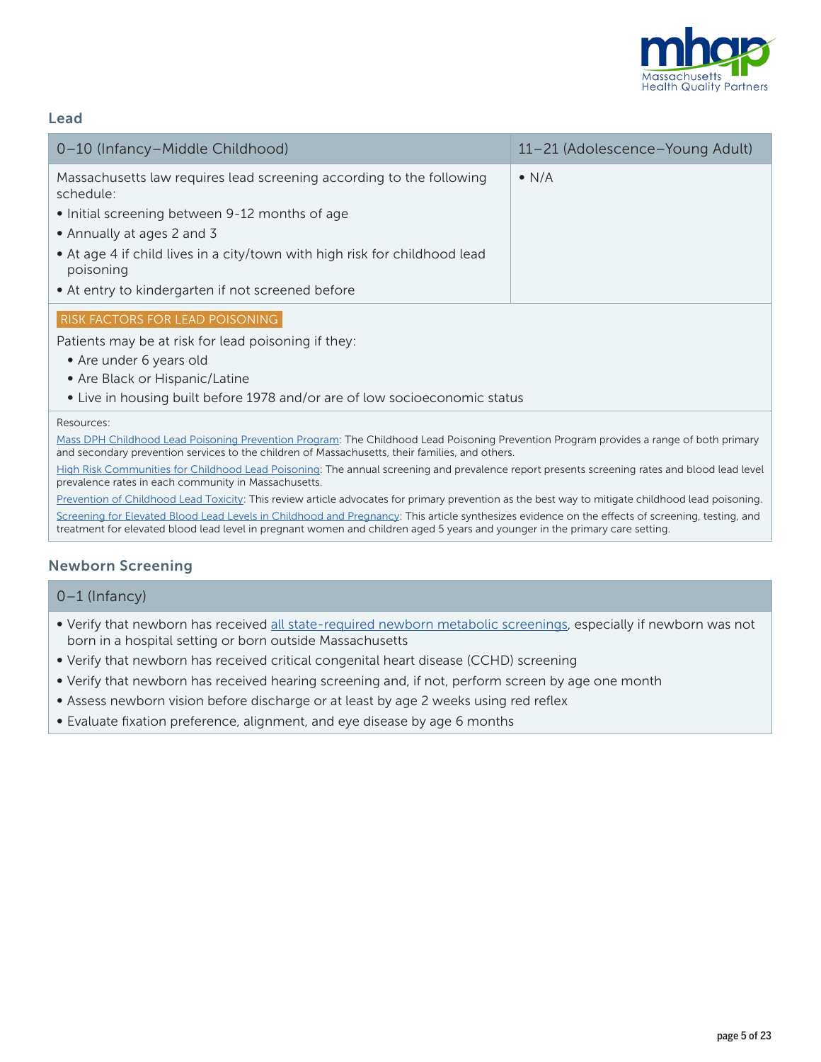## Lead

| 0–10 (Infancy–Middle Childhood) | 11–21 (Adolescence–Young Adult) |
| --- | --- |
| Massachusetts law requires lead screening according to the following schedule:<br>• Initial screening between 9-12 months of age<br>• Annually at ages 2 and 3<br>• At age 4 if child lives in a city/town with high risk for childhood lead poisoning<br>• At entry to kindergarten if not screened before | • N/A |

**RISK FACTORS FOR LEAD POISONING**

Patients may be at risk for lead poisoning if they:

- Are under 6 years old
- Are Black or Hispanic/Latine
- Live in housing built before 1978 and/or are of low socioeconomic status

Resources:

Mass DPH Childhood Lead Poisoning Prevention Program: The Childhood Lead Poisoning Prevention Program provides a range of both primary and secondary prevention services to the children of Massachusetts, their families, and others.

High Risk Communities for Childhood Lead Poisoning: The annual screening and prevalence report presents screening rates and blood lead level prevalence rates in each community in Massachusetts.

Prevention of Childhood Lead Toxicity: This review article advocates for primary prevention as the best way to mitigate childhood lead poisoning.

Screening for Elevated Blood Lead Levels in Childhood and Pregnancy: This article synthesizes evidence on the effects of screening, testing, and treatment for elevated blood lead level in pregnant women and children aged 5 years and younger in the primary care setting.

## Newborn Screening

| 0–1 (Infancy) |
| --- |
| • Verify that newborn has received all state-required newborn metabolic screenings, especially if newborn was not born in a hospital setting or born outside Massachusetts<br>• Verify that newborn has received critical congenital heart disease (CCHD) screening<br>• Verify that newborn has received hearing screening and, if not, perform screen by age one month<br>• Assess newborn vision before discharge or at least by age 2 weeks using red reflex<br>• Evaluate fixation preference, alignment, and eye disease by age 6 months |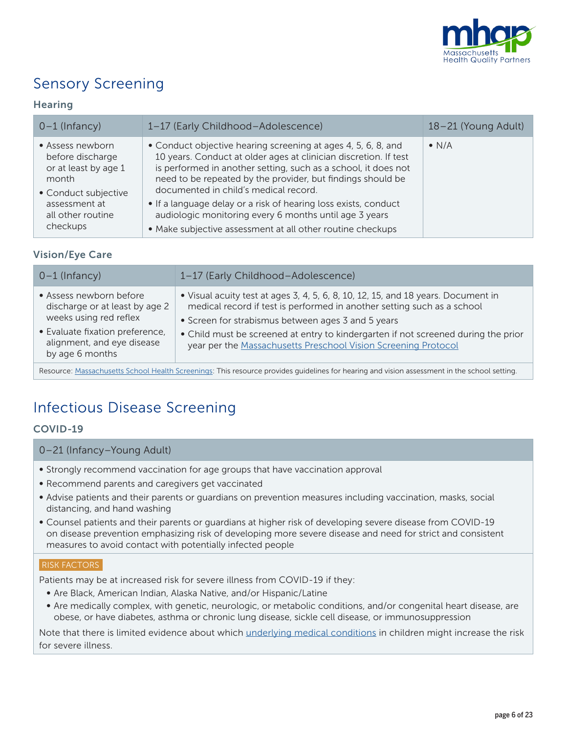# Sensory Screening

### Hearing

| 0–1 (Infancy) | 1–17 (Early Childhood–Adolescence) | 18–21 (Young Adult) |
|---|---|---|
| • Assess newborn before discharge or at least by age 1 month<br>• Conduct subjective assessment at all other routine checkups | • Conduct objective hearing screening at ages 4, 5, 6, 8, and 10 years. Conduct at older ages at clinician discretion. If test is performed in another setting, such as a school, it does not need to be repeated by the provider, but findings should be documented in child's medical record.<br>• If a language delay or a risk of hearing loss exists, conduct audiologic monitoring every 6 months until age 3 years<br>• Make subjective assessment at all other routine checkups | • N/A |

### Vision/Eye Care

| 0–1 (Infancy) | 1–17 (Early Childhood–Adolescence) |
|---|---|
| • Assess newborn before discharge or at least by age 2 weeks using red reflex<br>• Evaluate fixation preference, alignment, and eye disease by age 6 months | • Visual acuity test at ages 3, 4, 5, 6, 8, 10, 12, 15, and 18 years. Document in medical record if test is performed in another setting such as a school<br>• Screen for strabismus between ages 3 and 5 years<br>• Child must be screened at entry to kindergarten if not screened during the prior year per the Massachusetts Preschool Vision Screening Protocol |

Resource: Massachusetts School Health Screenings: This resource provides guidelines for hearing and vision assessment in the school setting.

# Infectious Disease Screening

### COVID-19

**0–21 (Infancy–Young Adult)**

- Strongly recommend vaccination for age groups that have vaccination approval
- Recommend parents and caregivers get vaccinated
- Advise patients and their parents or guardians on prevention measures including vaccination, masks, social distancing, and hand washing
- Counsel patients and their parents or guardians at higher risk of developing severe disease from COVID-19 on disease prevention emphasizing risk of developing more severe disease and need for strict and consistent measures to avoid contact with potentially infected people

RISK FACTORS

Patients may be at increased risk for severe illness from COVID-19 if they:

- Are Black, American Indian, Alaska Native, and/or Hispanic/Latine
- Are medically complex, with genetic, neurologic, or metabolic conditions, and/or congenital heart disease, are obese, or have diabetes, asthma or chronic lung disease, sickle cell disease, or immunosuppression

Note that there is limited evidence about which underlying medical conditions in children might increase the risk for severe illness.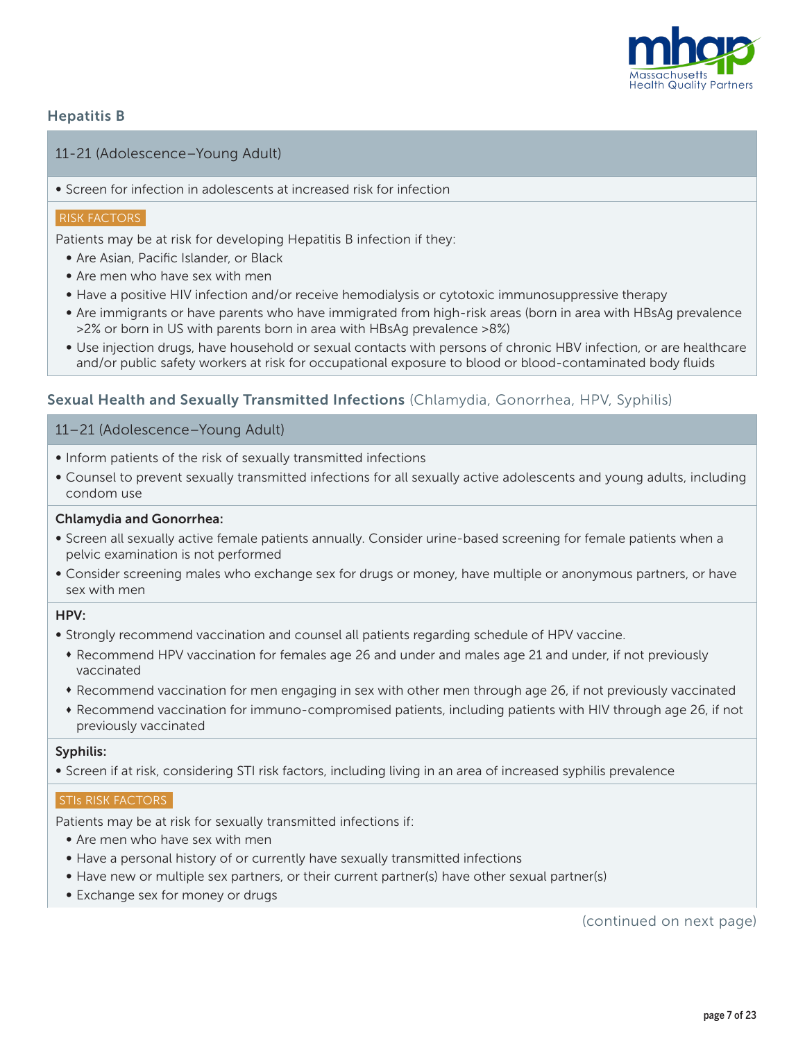## Hepatitis B

### 11-21 (Adolescence–Young Adult)

- Screen for infection in adolescents at increased risk for infection

RISK FACTORS

Patients may be at risk for developing Hepatitis B infection if they:

- Are Asian, Pacific Islander, or Black
- Are men who have sex with men
- Have a positive HIV infection and/or receive hemodialysis or cytotoxic immunosuppressive therapy
- Are immigrants or have parents who have immigrated from high-risk areas (born in area with HBsAg prevalence >2% or born in US with parents born in area with HBsAg prevalence >8%)
- Use injection drugs, have household or sexual contacts with persons of chronic HBV infection, or are healthcare and/or public safety workers at risk for occupational exposure to blood or blood-contaminated body fluids

## Sexual Health and Sexually Transmitted Infections (Chlamydia, Gonorrhea, HPV, Syphilis)

### 11–21 (Adolescence–Young Adult)

- Inform patients of the risk of sexually transmitted infections
- Counsel to prevent sexually transmitted infections for all sexually active adolescents and young adults, including condom use

**Chlamydia and Gonorrhea:**

- Screen all sexually active female patients annually. Consider urine-based screening for female patients when a pelvic examination is not performed
- Consider screening males who exchange sex for drugs or money, have multiple or anonymous partners, or have sex with men

**HPV:**

- Strongly recommend vaccination and counsel all patients regarding schedule of HPV vaccine.
  - Recommend HPV vaccination for females age 26 and under and males age 21 and under, if not previously vaccinated
  - Recommend vaccination for men engaging in sex with other men through age 26, if not previously vaccinated
  - Recommend vaccination for immuno-compromised patients, including patients with HIV through age 26, if not previously vaccinated

**Syphilis:**

- Screen if at risk, considering STI risk factors, including living in an area of increased syphilis prevalence

STIs RISK FACTORS

Patients may be at risk for sexually transmitted infections if:

- Are men who have sex with men
- Have a personal history of or currently have sexually transmitted infections
- Have new or multiple sex partners, or their current partner(s) have other sexual partner(s)
- Exchange sex for money or drugs

(continued on next page)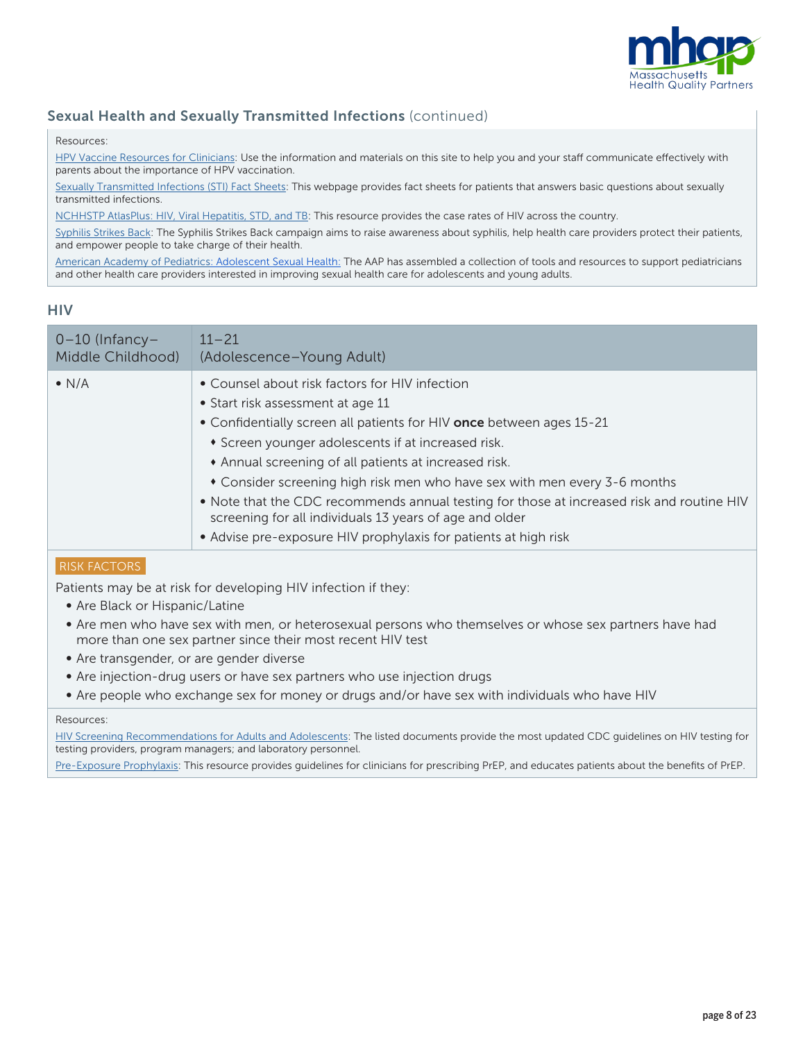## Sexual Health and Sexually Transmitted Infections (continued)

Resources:

HPV Vaccine Resources for Clinicians: Use the information and materials on this site to help you and your staff communicate effectively with parents about the importance of HPV vaccination.

Sexually Transmitted Infections (STI) Fact Sheets: This webpage provides fact sheets for patients that answers basic questions about sexually transmitted infections.

NCHHSTP AtlasPlus: HIV, Viral Hepatitis, STD, and TB: This resource provides the case rates of HIV across the country.

Syphilis Strikes Back: The Syphilis Strikes Back campaign aims to raise awareness about syphilis, help health care providers protect their patients, and empower people to take charge of their health.

American Academy of Pediatrics: Adolescent Sexual Health: The AAP has assembled a collection of tools and resources to support pediatricians and other health care providers interested in improving sexual health care for adolescents and young adults.

## HIV

| 0–10 (Infancy–Middle Childhood) | 11–21 (Adolescence–Young Adult) |
|---|---|
| • N/A | • Counsel about risk factors for HIV infection<br>• Start risk assessment at age 11<br>• Confidentially screen all patients for HIV **once** between ages 15-21<br>  ♦ Screen younger adolescents if at increased risk.<br>  ♦ Annual screening of all patients at increased risk.<br>  ♦ Consider screening high risk men who have sex with men every 3-6 months<br>• Note that the CDC recommends annual testing for those at increased risk and routine HIV screening for all individuals 13 years of age and older<br>• Advise pre-exposure HIV prophylaxis for patients at high risk |

RISK FACTORS

Patients may be at risk for developing HIV infection if they:

- Are Black or Hispanic/Latine
- Are men who have sex with men, or heterosexual persons who themselves or whose sex partners have had more than one sex partner since their most recent HIV test
- Are transgender, or are gender diverse
- Are injection-drug users or have sex partners who use injection drugs
- Are people who exchange sex for money or drugs and/or have sex with individuals who have HIV

Resources:

HIV Screening Recommendations for Adults and Adolescents: The listed documents provide the most updated CDC guidelines on HIV testing for testing providers, program managers; and laboratory personnel.

Pre-Exposure Prophylaxis: This resource provides guidelines for clinicians for prescribing PrEP, and educates patients about the benefits of PrEP.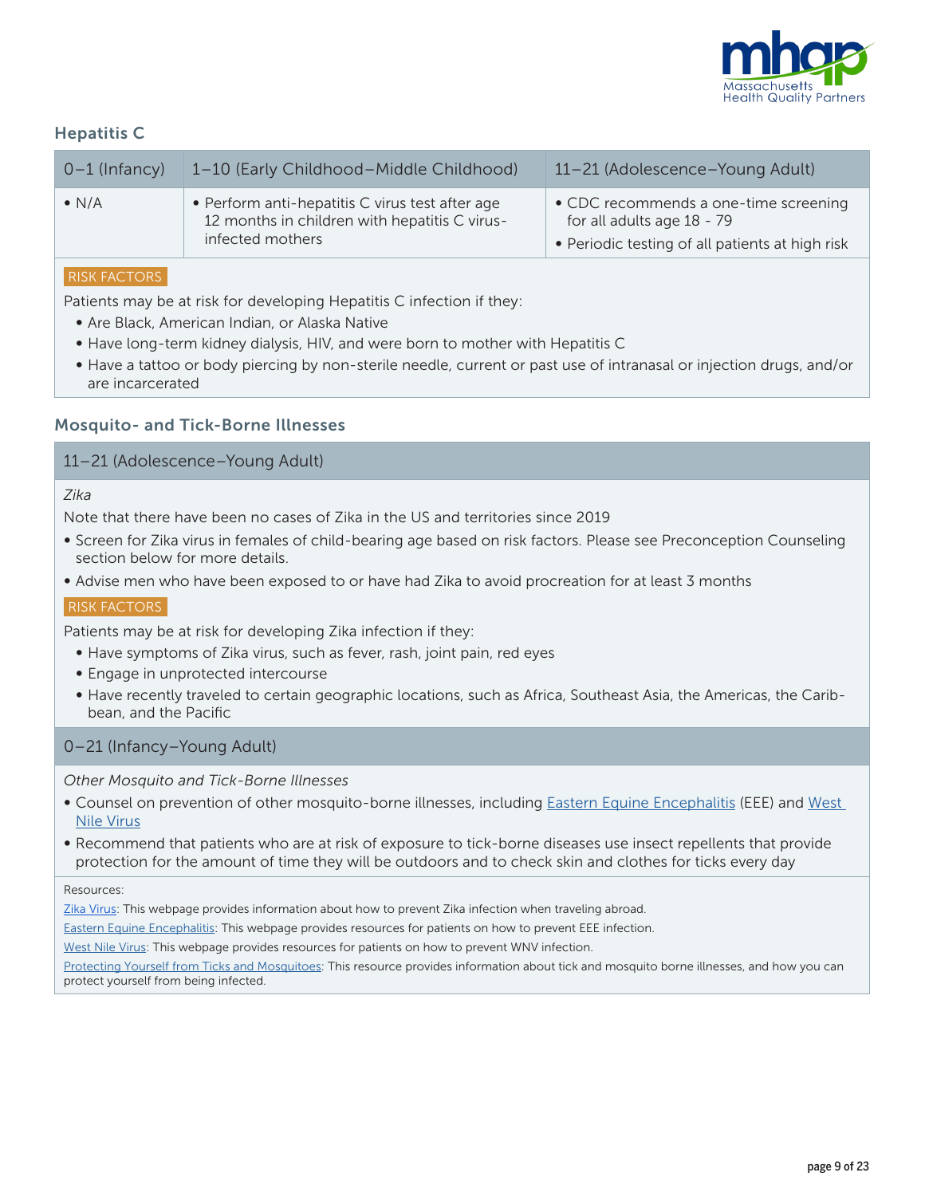## Hepatitis C

| 0–1 (Infancy) | 1–10 (Early Childhood–Middle Childhood) | 11–21 (Adolescence–Young Adult) |
|---|---|---|
| • N/A | • Perform anti-hepatitis C virus test after age 12 months in children with hepatitis C virus-infected mothers | • CDC recommends a one-time screening for all adults age 18 - 79<br>• Periodic testing of all patients at high risk |

RISK FACTORS

Patients may be at risk for developing Hepatitis C infection if they:

- Are Black, American Indian, or Alaska Native
- Have long-term kidney dialysis, HIV, and were born to mother with Hepatitis C
- Have a tattoo or body piercing by non-sterile needle, current or past use of intranasal or injection drugs, and/or are incarcerated

## Mosquito- and Tick-Borne Illnesses

### 11–21 (Adolescence–Young Adult)

*Zika*

Note that there have been no cases of Zika in the US and territories since 2019

- Screen for Zika virus in females of child-bearing age based on risk factors. Please see Preconception Counseling section below for more details.
- Advise men who have been exposed to or have had Zika to avoid procreation for at least 3 months

RISK FACTORS

Patients may be at risk for developing Zika infection if they:

- Have symptoms of Zika virus, such as fever, rash, joint pain, red eyes
- Engage in unprotected intercourse
- Have recently traveled to certain geographic locations, such as Africa, Southeast Asia, the Americas, the Caribbean, and the Pacific

### 0–21 (Infancy–Young Adult)

*Other Mosquito and Tick-Borne Illnesses*

- Counsel on prevention of other mosquito-borne illnesses, including Eastern Equine Encephalitis (EEE) and West Nile Virus
- Recommend that patients who are at risk of exposure to tick-borne diseases use insect repellents that provide protection for the amount of time they will be outdoors and to check skin and clothes for ticks every day

Resources:

Zika Virus: This webpage provides information about how to prevent Zika infection when traveling abroad.

Eastern Equine Encephalitis: This webpage provides resources for patients on how to prevent EEE infection.

West Nile Virus: This webpage provides resources for patients on how to prevent WNV infection.

Protecting Yourself from Ticks and Mosquitoes: This resource provides information about tick and mosquito borne illnesses, and how you can protect yourself from being infected.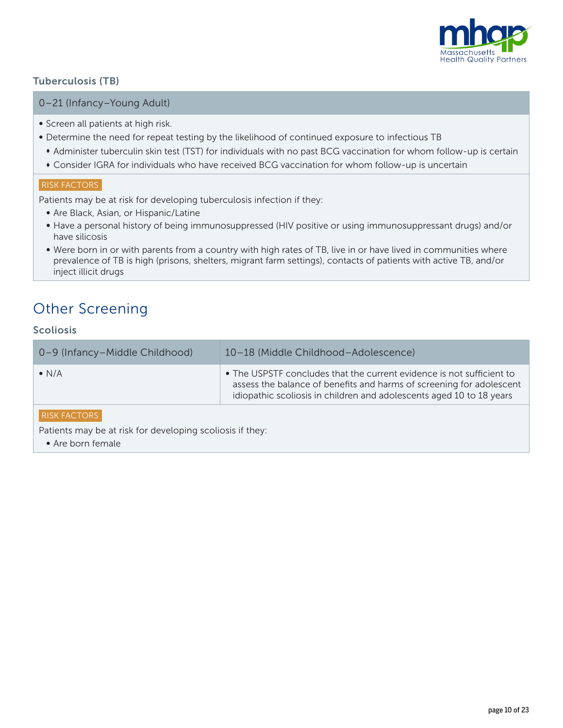### Tuberculosis (TB)

| 0–21 (Infancy–Young Adult) |
| --- |
| • Screen all patients at high risk.<br>• Determine the need for repeat testing by the likelihood of continued exposure to infectious TB<br>  ♦ Administer tuberculin skin test (TST) for individuals with no past BCG vaccination for whom follow-up is certain<br>  ♦ Consider IGRA for individuals who have received BCG vaccination for whom follow-up is uncertain |

RISK FACTORS

Patients may be at risk for developing tuberculosis infection if they:

- Are Black, Asian, or Hispanic/Latine
- Have a personal history of being immunosuppressed (HIV positive or using immunosuppressant drugs) and/or have silicosis
- Were born in or with parents from a country with high rates of TB, live in or have lived in communities where prevalence of TB is high (prisons, shelters, migrant farm settings), contacts of patients with active TB, and/or inject illicit drugs

## Other Screening

### Scoliosis

| 0–9 (Infancy–Middle Childhood) | 10–18 (Middle Childhood–Adolescence) |
| --- | --- |
| • N/A | • The USPSTF concludes that the current evidence is not sufficient to assess the balance of benefits and harms of screening for adolescent idiopathic scoliosis in children and adolescents aged 10 to 18 years |

RISK FACTORS

Patients may be at risk for developing scoliosis if they:

- Are born female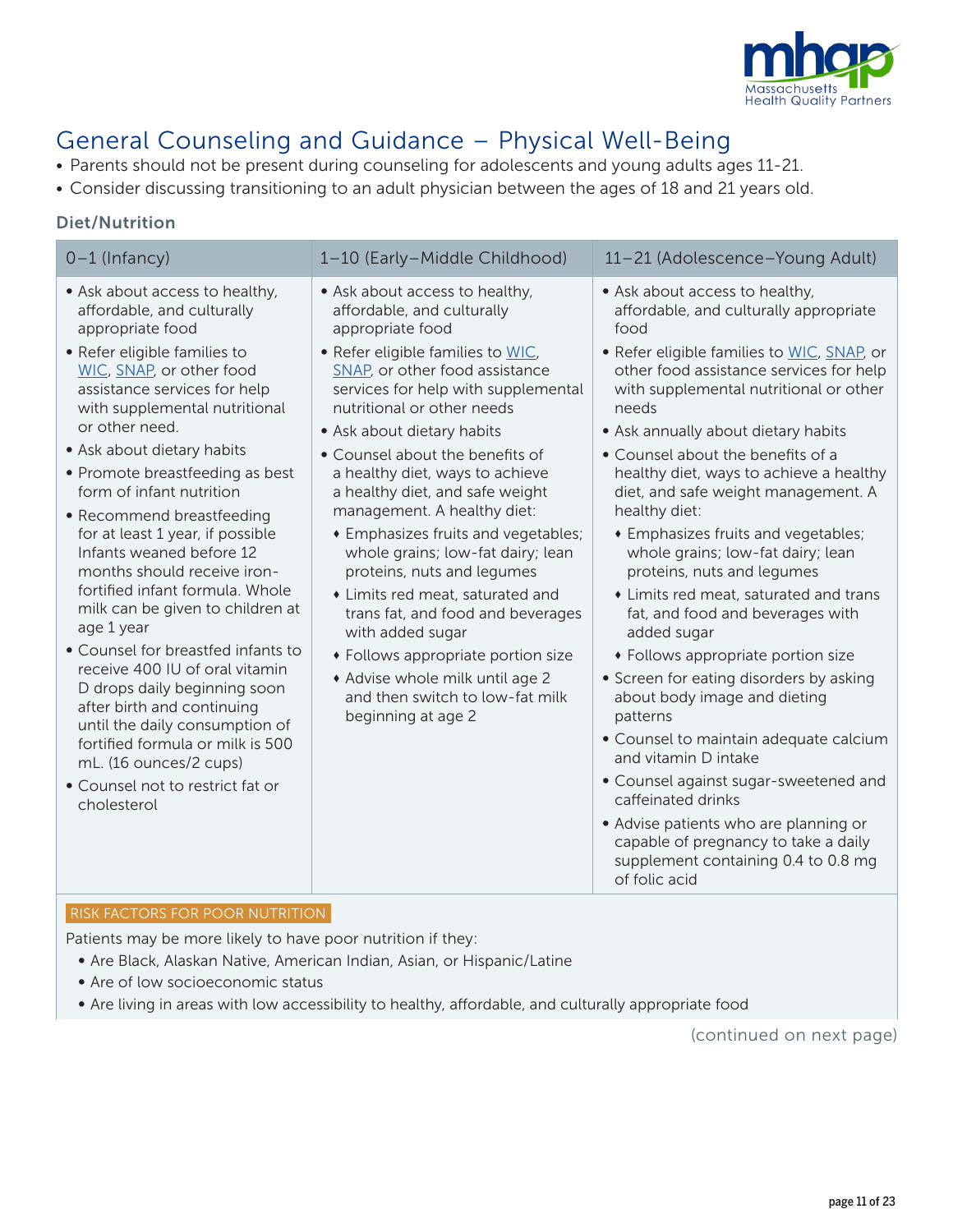# General Counseling and Guidance – Physical Well-Being

- Parents should not be present during counseling for adolescents and young adults ages 11-21.
- Consider discussing transitioning to an adult physician between the ages of 18 and 21 years old.

### Diet/Nutrition

| 0–1 (Infancy) | 1–10 (Early–Middle Childhood) | 11–21 (Adolescence–Young Adult) |
|---|---|---|
| • Ask about access to healthy, affordable, and culturally appropriate food<br>• Refer eligible families to WIC, SNAP, or other food assistance services for help with supplemental nutritional or other need.<br>• Ask about dietary habits<br>• Promote breastfeeding as best form of infant nutrition<br>• Recommend breastfeeding for at least 1 year, if possible Infants weaned before 12 months should receive iron-fortified infant formula. Whole milk can be given to children at age 1 year<br>• Counsel for breastfed infants to receive 400 IU of oral vitamin D drops daily beginning soon after birth and continuing until the daily consumption of fortified formula or milk is 500 mL. (16 ounces/2 cups)<br>• Counsel not to restrict fat or cholesterol | • Ask about access to healthy, affordable, and culturally appropriate food<br>• Refer eligible families to WIC, SNAP, or other food assistance services for help with supplemental nutritional or other needs<br>• Ask about dietary habits<br>• Counsel about the benefits of a healthy diet, ways to achieve a healthy diet, and safe weight management. A healthy diet:<br>♦ Emphasizes fruits and vegetables; whole grains; low-fat dairy; lean proteins, nuts and legumes<br>♦ Limits red meat, saturated and trans fat, and food and beverages with added sugar<br>♦ Follows appropriate portion size<br>♦ Advise whole milk until age 2 and then switch to low-fat milk beginning at age 2 | • Ask about access to healthy, affordable, and culturally appropriate food<br>• Refer eligible families to WIC, SNAP, or other food assistance services for help with supplemental nutritional or other needs<br>• Ask annually about dietary habits<br>• Counsel about the benefits of a healthy diet, ways to achieve a healthy diet, and safe weight management. A healthy diet:<br>♦ Emphasizes fruits and vegetables; whole grains; low-fat dairy; lean proteins, nuts and legumes<br>♦ Limits red meat, saturated and trans fat, and food and beverages with added sugar<br>♦ Follows appropriate portion size<br>• Screen for eating disorders by asking about body image and dieting patterns<br>• Counsel to maintain adequate calcium and vitamin D intake<br>• Counsel against sugar-sweetened and caffeinated drinks<br>• Advise patients who are planning or capable of pregnancy to take a daily supplement containing 0.4 to 0.8 mg of folic acid |

**RISK FACTORS FOR POOR NUTRITION**

Patients may be more likely to have poor nutrition if they:

- Are Black, Alaskan Native, American Indian, Asian, or Hispanic/Latine
- Are of low socioeconomic status
- Are living in areas with low accessibility to healthy, affordable, and culturally appropriate food

(continued on next page)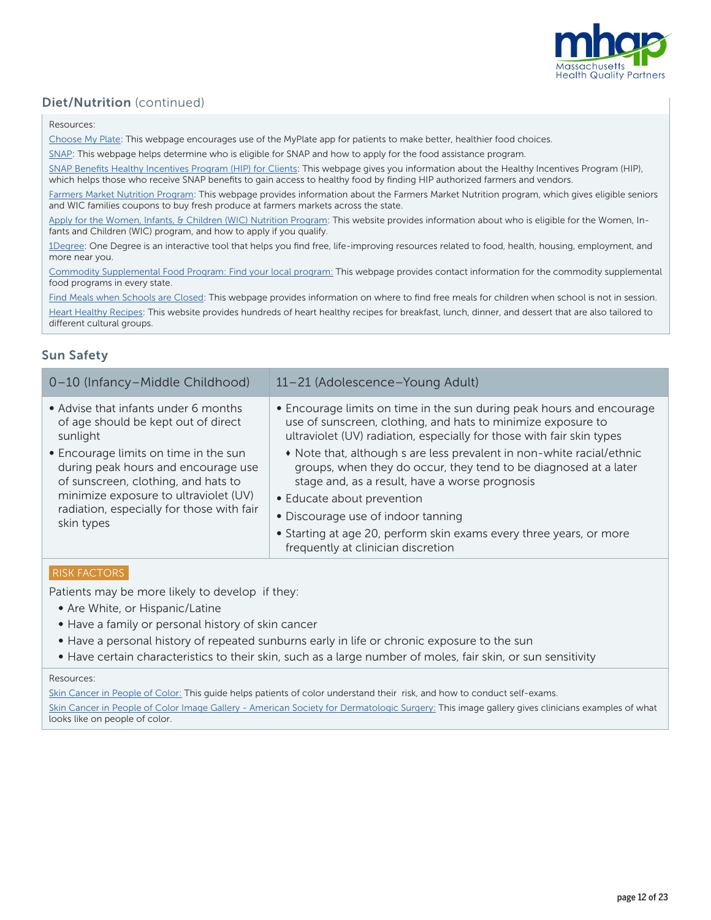## Diet/Nutrition (continued)

Resources:

Choose My Plate: This webpage encourages use of the MyPlate app for patients to make better, healthier food choices.

SNAP: This webpage helps determine who is eligible for SNAP and how to apply for the food assistance program.

SNAP Benefits Healthy Incentives Program (HIP) for Clients: This webpage gives you information about the Healthy Incentives Program (HIP), which helps those who receive SNAP benefits to gain access to healthy food by finding HIP authorized farmers and vendors.

Farmers Market Nutrition Program: This webpage provides information about the Farmers Market Nutrition program, which gives eligible seniors and WIC families coupons to buy fresh produce at farmers markets across the state.

Apply for the Women, Infants, & Children (WIC) Nutrition Program: This website provides information about who is eligible for the Women, Infants and Children (WIC) program, and how to apply if you qualify.

1Degree: One Degree is an interactive tool that helps you find free, life-improving resources related to food, health, housing, employment, and more near you.

Commodity Supplemental Food Program: Find your local program: This webpage provides contact information for the commodity supplemental food programs in every state.

Find Meals when Schools are Closed: This webpage provides information on where to find free meals for children when school is not in session.

Heart Healthy Recipes: This website provides hundreds of heart healthy recipes for breakfast, lunch, dinner, and dessert that are also tailored to different cultural groups.

## Sun Safety

| 0–10 (Infancy–Middle Childhood) | 11–21 (Adolescence–Young Adult) |
|---|---|
| • Advise that infants under 6 months of age should be kept out of direct sunlight<br>• Encourage limits on time in the sun during peak hours and encourage use of sunscreen, clothing, and hats to minimize exposure to ultraviolet (UV) radiation, especially for those with fair skin types | • Encourage limits on time in the sun during peak hours and encourage use of sunscreen, clothing, and hats to minimize exposure to ultraviolet (UV) radiation, especially for those with fair skin types<br>  ♦ Note that, although s are less prevalent in non-white racial/ethnic groups, when they do occur, they tend to be diagnosed at a later stage and, as a result, have a worse prognosis<br>• Educate about prevention<br>• Discourage use of indoor tanning<br>• Starting at age 20, perform skin exams every three years, or more frequently at clinician discretion |

RISK FACTORS

Patients may be more likely to develop  if they:

- Are White, or Hispanic/Latine
- Have a family or personal history of skin cancer
- Have a personal history of repeated sunburns early in life or chronic exposure to the sun
- Have certain characteristics to their skin, such as a large number of moles, fair skin, or sun sensitivity

Resources:

Skin Cancer in People of Color: This guide helps patients of color understand their  risk, and how to conduct self-exams.

Skin Cancer in People of Color Image Gallery - American Society for Dermatologic Surgery: This image gallery gives clinicians examples of what looks like on people of color.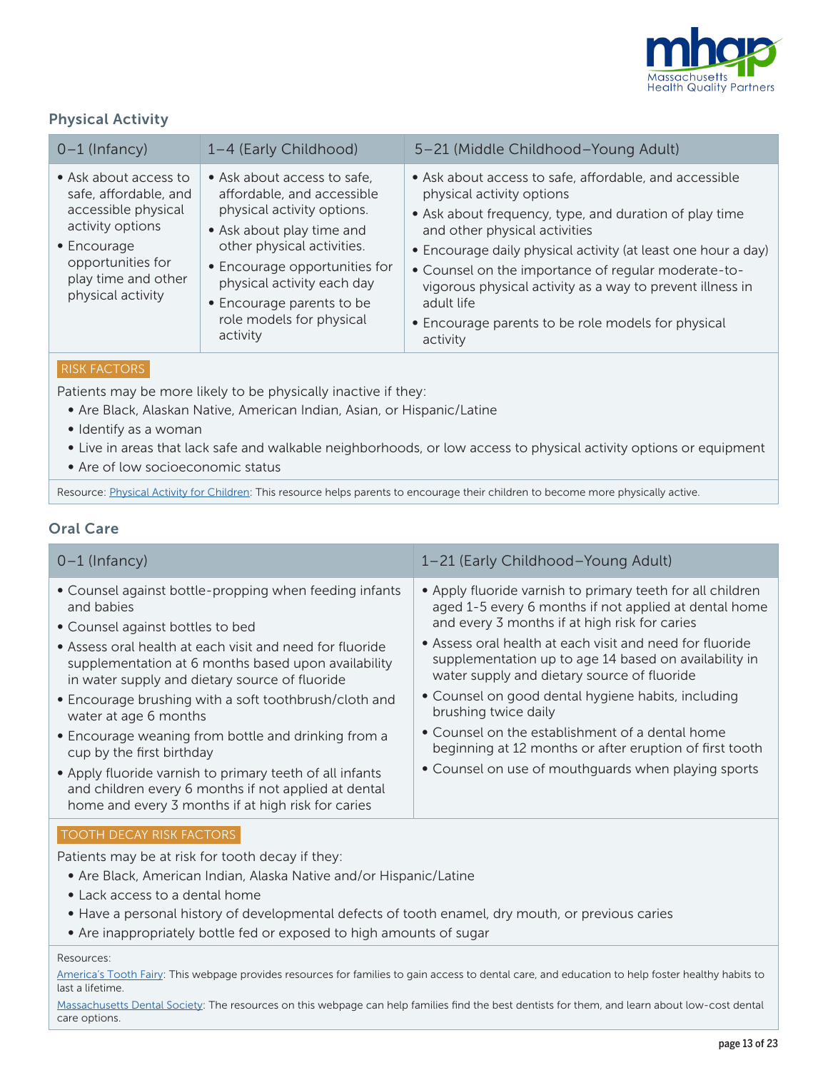## Physical Activity

| 0–1 (Infancy) | 1–4 (Early Childhood) | 5–21 (Middle Childhood–Young Adult) |
|---|---|---|
| • Ask about access to safe, affordable, and accessible physical activity options<br>• Encourage opportunities for play time and other physical activity | • Ask about access to safe, affordable, and accessible physical activity options.<br>• Ask about play time and other physical activities.<br>• Encourage opportunities for physical activity each day<br>• Encourage parents to be role models for physical activity | • Ask about access to safe, affordable, and accessible physical activity options<br>• Ask about frequency, type, and duration of play time and other physical activities<br>• Encourage daily physical activity (at least one hour a day)<br>• Counsel on the importance of regular moderate-to-vigorous physical activity as a way to prevent illness in adult life<br>• Encourage parents to be role models for physical activity |

RISK FACTORS

Patients may be more likely to be physically inactive if they:

- Are Black, Alaskan Native, American Indian, Asian, or Hispanic/Latine
- Identify as a woman
- Live in areas that lack safe and walkable neighborhoods, or low access to physical activity options or equipment
- Are of low socioeconomic status

Resource: Physical Activity for Children: This resource helps parents to encourage their children to become more physically active.

## Oral Care

| 0–1 (Infancy) | 1–21 (Early Childhood–Young Adult) |
|---|---|
| • Counsel against bottle-propping when feeding infants and babies<br>• Counsel against bottles to bed<br>• Assess oral health at each visit and need for fluoride supplementation at 6 months based upon availability in water supply and dietary source of fluoride<br>• Encourage brushing with a soft toothbrush/cloth and water at age 6 months<br>• Encourage weaning from bottle and drinking from a cup by the first birthday<br>• Apply fluoride varnish to primary teeth of all infants and children every 6 months if not applied at dental home and every 3 months if at high risk for caries | • Apply fluoride varnish to primary teeth for all children aged 1-5 every 6 months if not applied at dental home and every 3 months if at high risk for caries<br>• Assess oral health at each visit and need for fluoride supplementation up to age 14 based on availability in water supply and dietary source of fluoride<br>• Counsel on good dental hygiene habits, including brushing twice daily<br>• Counsel on the establishment of a dental home beginning at 12 months or after eruption of first tooth<br>• Counsel on use of mouthguards when playing sports |

TOOTH DECAY RISK FACTORS

Patients may be at risk for tooth decay if they:

- Are Black, American Indian, Alaska Native and/or Hispanic/Latine
- Lack access to a dental home
- Have a personal history of developmental defects of tooth enamel, dry mouth, or previous caries
- Are inappropriately bottle fed or exposed to high amounts of sugar

Resources:

America's Tooth Fairy: This webpage provides resources for families to gain access to dental care, and education to help foster healthy habits to last a lifetime.

Massachusetts Dental Society: The resources on this webpage can help families find the best dentists for them, and learn about low-cost dental care options.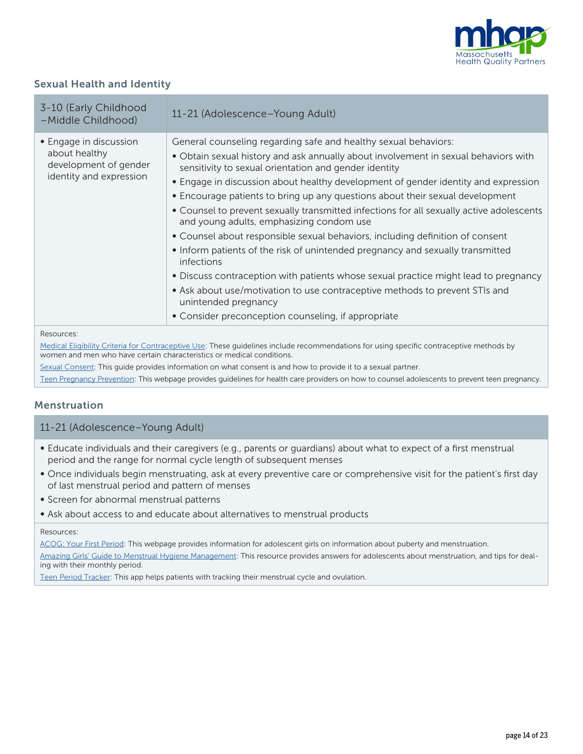## Sexual Health and Identity

| 3-10 (Early Childhood –Middle Childhood) | 11-21 (Adolescence–Young Adult) |
|---|---|
| • Engage in discussion about healthy development of gender identity and expression | General counseling regarding safe and healthy sexual behaviors:<br>• Obtain sexual history and ask annually about involvement in sexual behaviors with sensitivity to sexual orientation and gender identity<br>• Engage in discussion about healthy development of gender identity and expression<br>• Encourage patients to bring up any questions about their sexual development<br>• Counsel to prevent sexually transmitted infections for all sexually active adolescents and young adults, emphasizing condom use<br>• Counsel about responsible sexual behaviors, including definition of consent<br>• Inform patients of the risk of unintended pregnancy and sexually transmitted infections<br>• Discuss contraception with patients whose sexual practice might lead to pregnancy<br>• Ask about use/motivation to use contraceptive methods to prevent STIs and unintended pregnancy<br>• Consider preconception counseling, if appropriate |

Resources:

Medical Eligibility Criteria for Contraceptive Use: These guidelines include recommendations for using specific contraceptive methods by women and men who have certain characteristics or medical conditions.

Sexual Consent: This guide provides information on what consent is and how to provide it to a sexual partner.

Teen Pregnancy Prevention: This webpage provides guidelines for health care providers on how to counsel adolescents to prevent teen pregnancy.

## Menstruation

| 11-21 (Adolescence–Young Adult) |
|---|
| • Educate individuals and their caregivers (e.g., parents or guardians) about what to expect of a first menstrual period and the range for normal cycle length of subsequent menses<br>• Once individuals begin menstruating, ask at every preventive care or comprehensive visit for the patient's first day of last menstrual period and pattern of menses<br>• Screen for abnormal menstrual patterns<br>• Ask about access to and educate about alternatives to menstrual products |

Resources:

ACOG: Your First Period: This webpage provides information for adolescent girls on information about puberty and menstruation.

Amazing Girls' Guide to Menstrual Hygiene Management: This resource provides answers for adolescents about menstruation, and tips for dealing with their monthly period.

Teen Period Tracker: This app helps patients with tracking their menstrual cycle and ovulation.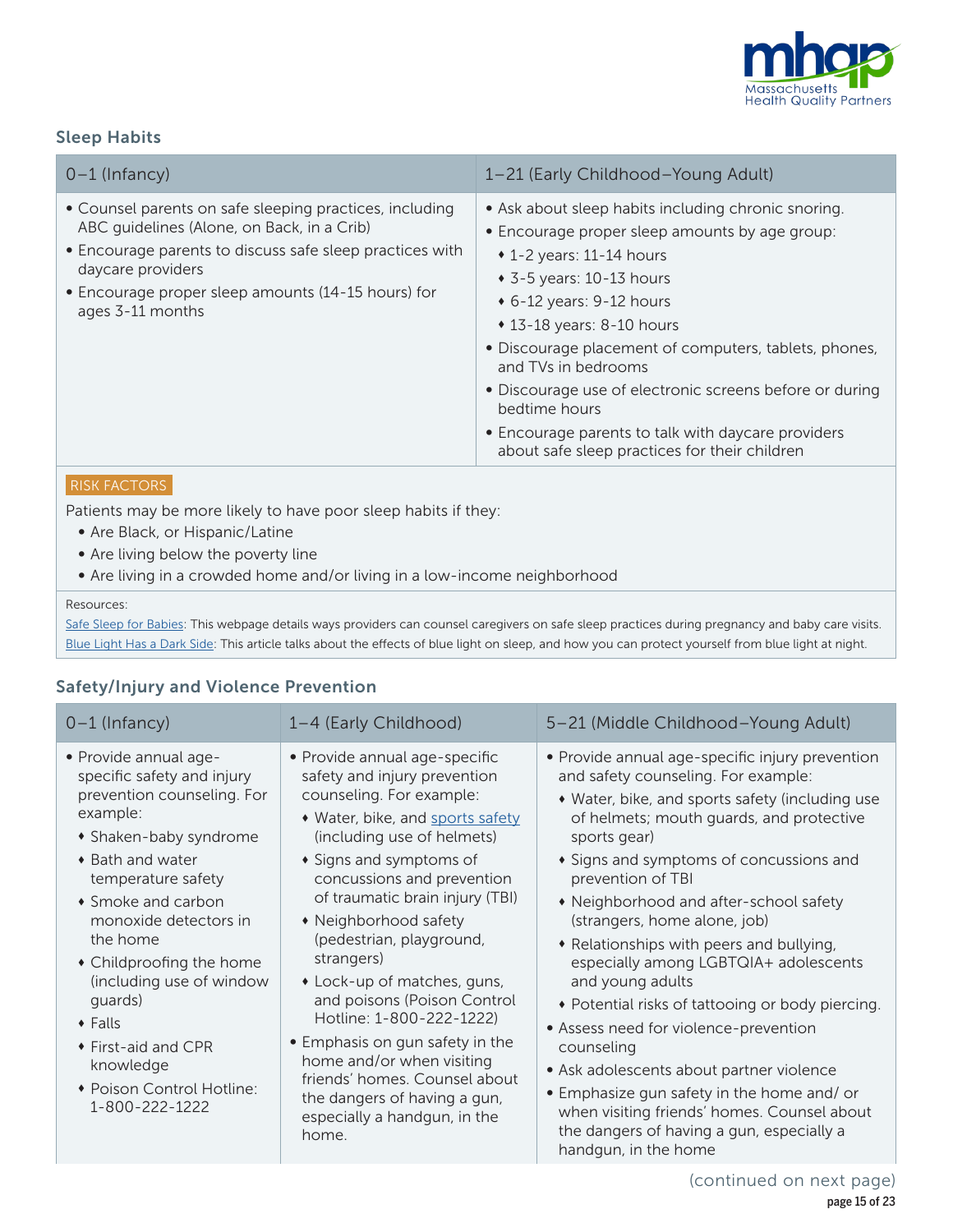## Sleep Habits

| 0–1 (Infancy) | 1–21 (Early Childhood–Young Adult) |
|---|---|
| • Counsel parents on safe sleeping practices, including ABC guidelines (Alone, on Back, in a Crib)<br>• Encourage parents to discuss safe sleep practices with daycare providers<br>• Encourage proper sleep amounts (14-15 hours) for ages 3-11 months | • Ask about sleep habits including chronic snoring.<br>• Encourage proper sleep amounts by age group:<br>  ♦ 1-2 years: 11-14 hours<br>  ♦ 3-5 years: 10-13 hours<br>  ♦ 6-12 years: 9-12 hours<br>  ♦ 13-18 years: 8-10 hours<br>• Discourage placement of computers, tablets, phones, and TVs in bedrooms<br>• Discourage use of electronic screens before or during bedtime hours<br>• Encourage parents to talk with daycare providers about safe sleep practices for their children |

RISK FACTORS

Patients may be more likely to have poor sleep habits if they:

- Are Black, or Hispanic/Latine
- Are living below the poverty line
- Are living in a crowded home and/or living in a low-income neighborhood

Resources:

Safe Sleep for Babies: This webpage details ways providers can counsel caregivers on safe sleep practices during pregnancy and baby care visits.
Blue Light Has a Dark Side: This article talks about the effects of blue light on sleep, and how you can protect yourself from blue light at night.

## Safety/Injury and Violence Prevention

| 0–1 (Infancy) | 1–4 (Early Childhood) | 5–21 (Middle Childhood–Young Adult) |
|---|---|---|
| • Provide annual age-specific safety and injury prevention counseling. For example:<br>  ♦ Shaken-baby syndrome<br>  ♦ Bath and water temperature safety<br>  ♦ Smoke and carbon monoxide detectors in the home<br>  ♦ Childproofing the home (including use of window guards)<br>  ♦ Falls<br>  ♦ First-aid and CPR knowledge<br>  ♦ Poison Control Hotline: 1-800-222-1222 | • Provide annual age-specific safety and injury prevention counseling. For example:<br>  ♦ Water, bike, and sports safety (including use of helmets)<br>  ♦ Signs and symptoms of concussions and prevention of traumatic brain injury (TBI)<br>  ♦ Neighborhood safety (pedestrian, playground, strangers)<br>  ♦ Lock-up of matches, guns, and poisons (Poison Control Hotline: 1-800-222-1222)<br>• Emphasis on gun safety in the home and/or when visiting friends' homes. Counsel about the dangers of having a gun, especially a handgun, in the home. | • Provide annual age-specific injury prevention and safety counseling. For example:<br>  ♦ Water, bike, and sports safety (including use of helmets; mouth guards, and protective sports gear)<br>  ♦ Signs and symptoms of concussions and prevention of TBI<br>  ♦ Neighborhood and after-school safety (strangers, home alone, job)<br>  ♦ Relationships with peers and bullying, especially among LGBTQIA+ adolescents and young adults<br>  ♦ Potential risks of tattooing or body piercing.<br>• Assess need for violence-prevention counseling<br>• Ask adolescents about partner violence<br>• Emphasize gun safety in the home and/ or when visiting friends' homes. Counsel about the dangers of having a gun, especially a handgun, in the home |

(continued on next page)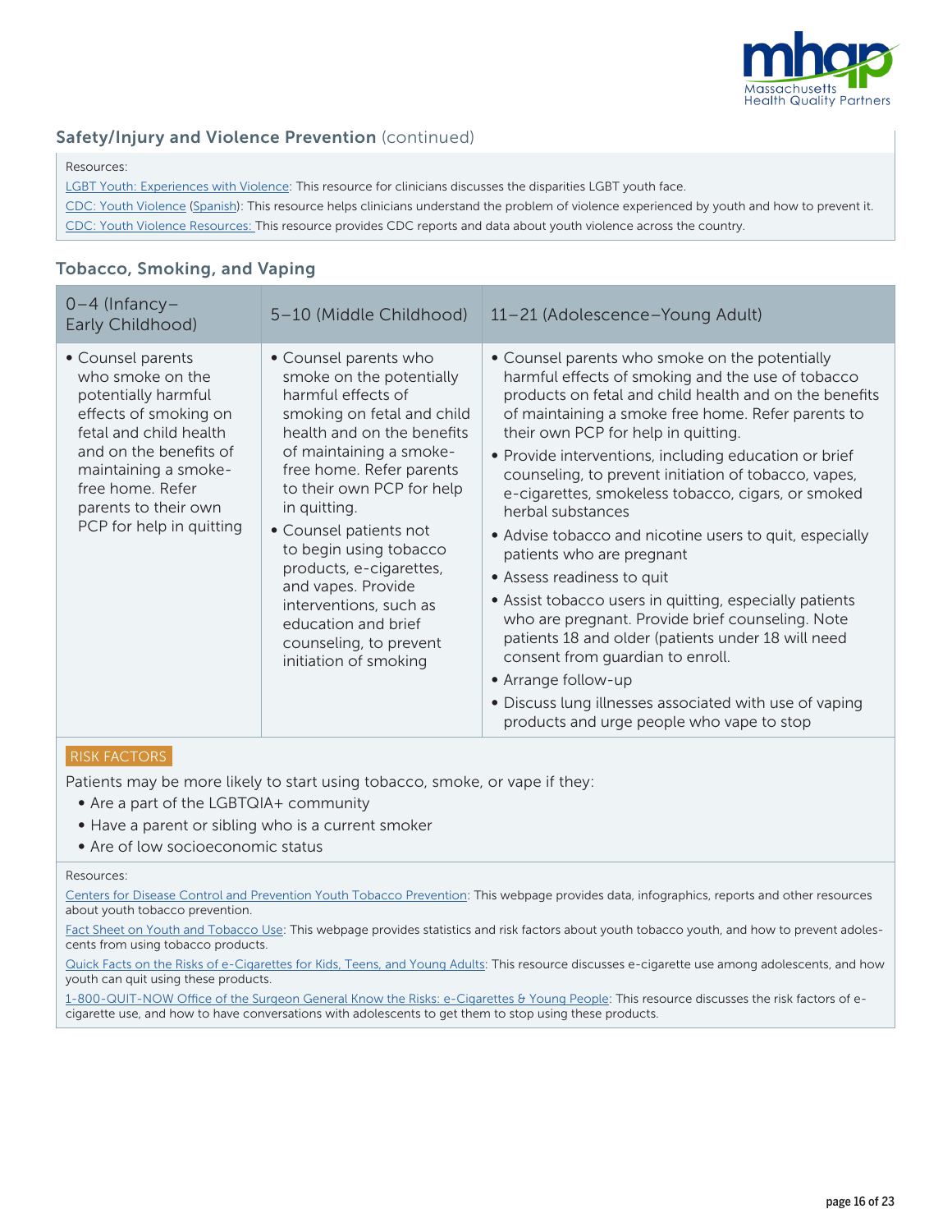## Safety/Injury and Violence Prevention (continued)

Resources:

LGBT Youth: Experiences with Violence: This resource for clinicians discusses the disparities LGBT youth face.

CDC: Youth Violence (Spanish): This resource helps clinicians understand the problem of violence experienced by youth and how to prevent it.

CDC: Youth Violence Resources: This resource provides CDC reports and data about youth violence across the country.

## Tobacco, Smoking, and Vaping

| 0–4 (Infancy–Early Childhood) | 5–10 (Middle Childhood) | 11–21 (Adolescence–Young Adult) |
|---|---|---|
| • Counsel parents who smoke on the potentially harmful effects of smoking on fetal and child health and on the benefits of maintaining a smoke-free home. Refer parents to their own PCP for help in quitting | • Counsel parents who smoke on the potentially harmful effects of smoking on fetal and child health and on the benefits of maintaining a smoke-free home. Refer parents to their own PCP for help in quitting.<br>• Counsel patients not to begin using tobacco products, e-cigarettes, and vapes. Provide interventions, such as education and brief counseling, to prevent initiation of smoking | • Counsel parents who smoke on the potentially harmful effects of smoking and the use of tobacco products on fetal and child health and on the benefits of maintaining a smoke free home. Refer parents to their own PCP for help in quitting.<br>• Provide interventions, including education or brief counseling, to prevent initiation of tobacco, vapes, e-cigarettes, smokeless tobacco, cigars, or smoked herbal substances<br>• Advise tobacco and nicotine users to quit, especially patients who are pregnant<br>• Assess readiness to quit<br>• Assist tobacco users in quitting, especially patients who are pregnant. Provide brief counseling. Note patients 18 and older (patients under 18 will need consent from guardian to enroll.<br>• Arrange follow-up<br>• Discuss lung illnesses associated with use of vaping products and urge people who vape to stop |

RISK FACTORS

Patients may be more likely to start using tobacco, smoke, or vape if they:

- Are a part of the LGBTQIA+ community
- Have a parent or sibling who is a current smoker
- Are of low socioeconomic status

Resources:

Centers for Disease Control and Prevention Youth Tobacco Prevention: This webpage provides data, infographics, reports and other resources about youth tobacco prevention.

Fact Sheet on Youth and Tobacco Use: This webpage provides statistics and risk factors about youth tobacco youth, and how to prevent adolescents from using tobacco products.

Quick Facts on the Risks of e-Cigarettes for Kids, Teens, and Young Adults: This resource discusses e-cigarette use among adolescents, and how youth can quit using these products.

1-800-QUIT-NOW Office of the Surgeon General Know the Risks: e-Cigarettes & Young People: This resource discusses the risk factors of e-cigarette use, and how to have conversations with adolescents to get them to stop using these products.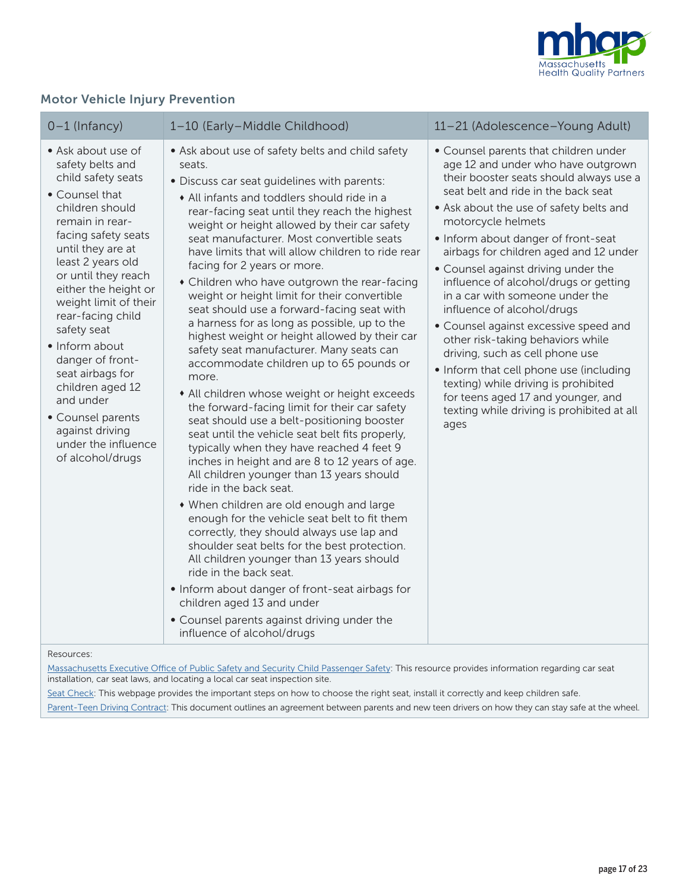## Motor Vehicle Injury Prevention

| 0–1 (Infancy) | 1–10 (Early–Middle Childhood) | 11–21 (Adolescence–Young Adult) |
| --- | --- | --- |
| • Ask about use of safety belts and child safety seats<br>• Counsel that children should remain in rear-facing safety seats until they are at least 2 years old or until they reach either the height or weight limit of their rear-facing child safety seat<br>• Inform about danger of front-seat airbags for children aged 12 and under<br>• Counsel parents against driving under the influence of alcohol/drugs | • Ask about use of safety belts and child safety seats.<br>• Discuss car seat guidelines with parents:<br>  ♦ All infants and toddlers should ride in a rear-facing seat until they reach the highest weight or height allowed by their car safety seat manufacturer. Most convertible seats have limits that will allow children to ride rear facing for 2 years or more.<br>  ♦ Children who have outgrown the rear-facing weight or height limit for their convertible seat should use a forward-facing seat with a harness for as long as possible, up to the highest weight or height allowed by their car safety seat manufacturer. Many seats can accommodate children up to 65 pounds or more.<br>  ♦ All children whose weight or height exceeds the forward-facing limit for their car safety seat should use a belt-positioning booster seat until the vehicle seat belt fits properly, typically when they have reached 4 feet 9 inches in height and are 8 to 12 years of age. All children younger than 13 years should ride in the back seat.<br>  ♦ When children are old enough and large enough for the vehicle seat belt to fit them correctly, they should always use lap and shoulder seat belts for the best protection. All children younger than 13 years should ride in the back seat.<br>• Inform about danger of front-seat airbags for children aged 13 and under<br>• Counsel parents against driving under the influence of alcohol/drugs | • Counsel parents that children under age 12 and under who have outgrown their booster seats should always use a seat belt and ride in the back seat<br>• Ask about the use of safety belts and motorcycle helmets<br>• Inform about danger of front-seat airbags for children aged 12 under<br>• Counsel against driving under the influence of alcohol/drugs or getting in a car with someone under the influence of alcohol/drugs<br>• Counsel against excessive speed and other risk-taking behaviors while driving, such as cell phone use<br>• Inform that cell phone use (including texting) while driving is prohibited for teens aged 17 and younger, and texting while driving is prohibited at all ages |

Resources:

Massachusetts Executive Office of Public Safety and Security Child Passenger Safety: This resource provides information regarding car seat installation, car seat laws, and locating a local car seat inspection site.

Seat Check: This webpage provides the important steps on how to choose the right seat, install it correctly and keep children safe.

Parent-Teen Driving Contract: This document outlines an agreement between parents and new teen drivers on how they can stay safe at the wheel.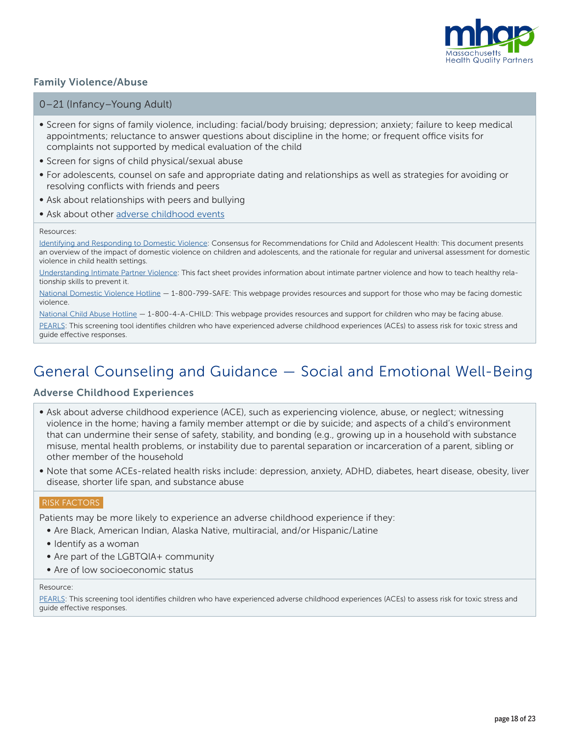### Family Violence/Abuse

0–21 (Infancy–Young Adult)

- Screen for signs of family violence, including: facial/body bruising; depression; anxiety; failure to keep medical appointments; reluctance to answer questions about discipline in the home; or frequent office visits for complaints not supported by medical evaluation of the child
- Screen for signs of child physical/sexual abuse
- For adolescents, counsel on safe and appropriate dating and relationships as well as strategies for avoiding or resolving conflicts with friends and peers
- Ask about relationships with peers and bullying
- Ask about other adverse childhood events

Resources:

Identifying and Responding to Domestic Violence: Consensus for Recommendations for Child and Adolescent Health: This document presents an overview of the impact of domestic violence on children and adolescents, and the rationale for regular and universal assessment for domestic violence in child health settings.

Understanding Intimate Partner Violence: This fact sheet provides information about intimate partner violence and how to teach healthy relationship skills to prevent it.

National Domestic Violence Hotline — 1-800-799-SAFE: This webpage provides resources and support for those who may be facing domestic violence.

National Child Abuse Hotline — 1-800-4-A-CHILD: This webpage provides resources and support for children who may be facing abuse.

PEARLS: This screening tool identifies children who have experienced adverse childhood experiences (ACEs) to assess risk for toxic stress and guide effective responses.

## General Counseling and Guidance — Social and Emotional Well-Being

### Adverse Childhood Experiences

- Ask about adverse childhood experience (ACE), such as experiencing violence, abuse, or neglect; witnessing violence in the home; having a family member attempt or die by suicide; and aspects of a child's environment that can undermine their sense of safety, stability, and bonding (e.g., growing up in a household with substance misuse, mental health problems, or instability due to parental separation or incarceration of a parent, sibling or other member of the household
- Note that some ACEs-related health risks include: depression, anxiety, ADHD, diabetes, heart disease, obesity, liver disease, shorter life span, and substance abuse

RISK FACTORS

Patients may be more likely to experience an adverse childhood experience if they:

- Are Black, American Indian, Alaska Native, multiracial, and/or Hispanic/Latine
- Identify as a woman
- Are part of the LGBTQIA+ community
- Are of low socioeconomic status

Resource:

PEARLS: This screening tool identifies children who have experienced adverse childhood experiences (ACEs) to assess risk for toxic stress and guide effective responses.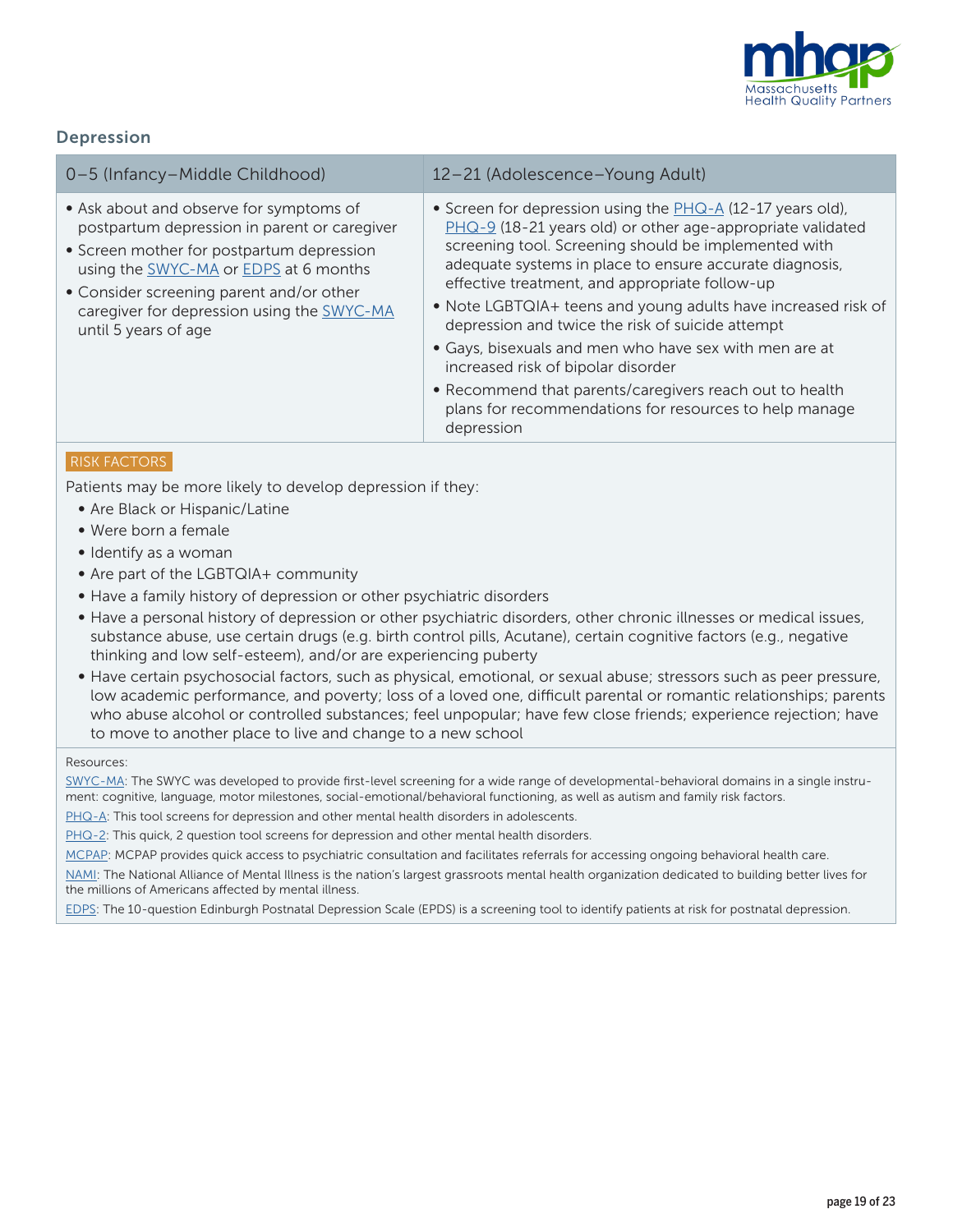## Depression

| 0–5 (Infancy–Middle Childhood) | 12–21 (Adolescence–Young Adult) |
|---|---|
| • Ask about and observe for symptoms of postpartum depression in parent or caregiver<br>• Screen mother for postpartum depression using the SWYC-MA or EDPS at 6 months<br>• Consider screening parent and/or other caregiver for depression using the SWYC-MA until 5 years of age | • Screen for depression using the PHQ-A (12-17 years old), PHQ-9 (18-21 years old) or other age-appropriate validated screening tool. Screening should be implemented with adequate systems in place to ensure accurate diagnosis, effective treatment, and appropriate follow-up<br>• Note LGBTQIA+ teens and young adults have increased risk of depression and twice the risk of suicide attempt<br>• Gays, bisexuals and men who have sex with men are at increased risk of bipolar disorder<br>• Recommend that parents/caregivers reach out to health plans for recommendations for resources to help manage depression |

RISK FACTORS

Patients may be more likely to develop depression if they:

- Are Black or Hispanic/Latine
- Were born a female
- Identify as a woman
- Are part of the LGBTQIA+ community
- Have a family history of depression or other psychiatric disorders
- Have a personal history of depression or other psychiatric disorders, other chronic illnesses or medical issues, substance abuse, use certain drugs (e.g. birth control pills, Acutane), certain cognitive factors (e.g., negative thinking and low self-esteem), and/or are experiencing puberty
- Have certain psychosocial factors, such as physical, emotional, or sexual abuse; stressors such as peer pressure, low academic performance, and poverty; loss of a loved one, difficult parental or romantic relationships; parents who abuse alcohol or controlled substances; feel unpopular; have few close friends; experience rejection; have to move to another place to live and change to a new school

Resources:

SWYC-MA: The SWYC was developed to provide first-level screening for a wide range of developmental-behavioral domains in a single instrument: cognitive, language, motor milestones, social-emotional/behavioral functioning, as well as autism and family risk factors.

PHQ-A: This tool screens for depression and other mental health disorders in adolescents.

PHQ-2: This quick, 2 question tool screens for depression and other mental health disorders.

MCPAP: MCPAP provides quick access to psychiatric consultation and facilitates referrals for accessing ongoing behavioral health care.

NAMI: The National Alliance of Mental Illness is the nation's largest grassroots mental health organization dedicated to building better lives for the millions of Americans affected by mental illness.

EDPS: The 10-question Edinburgh Postnatal Depression Scale (EPDS) is a screening tool to identify patients at risk for postnatal depression.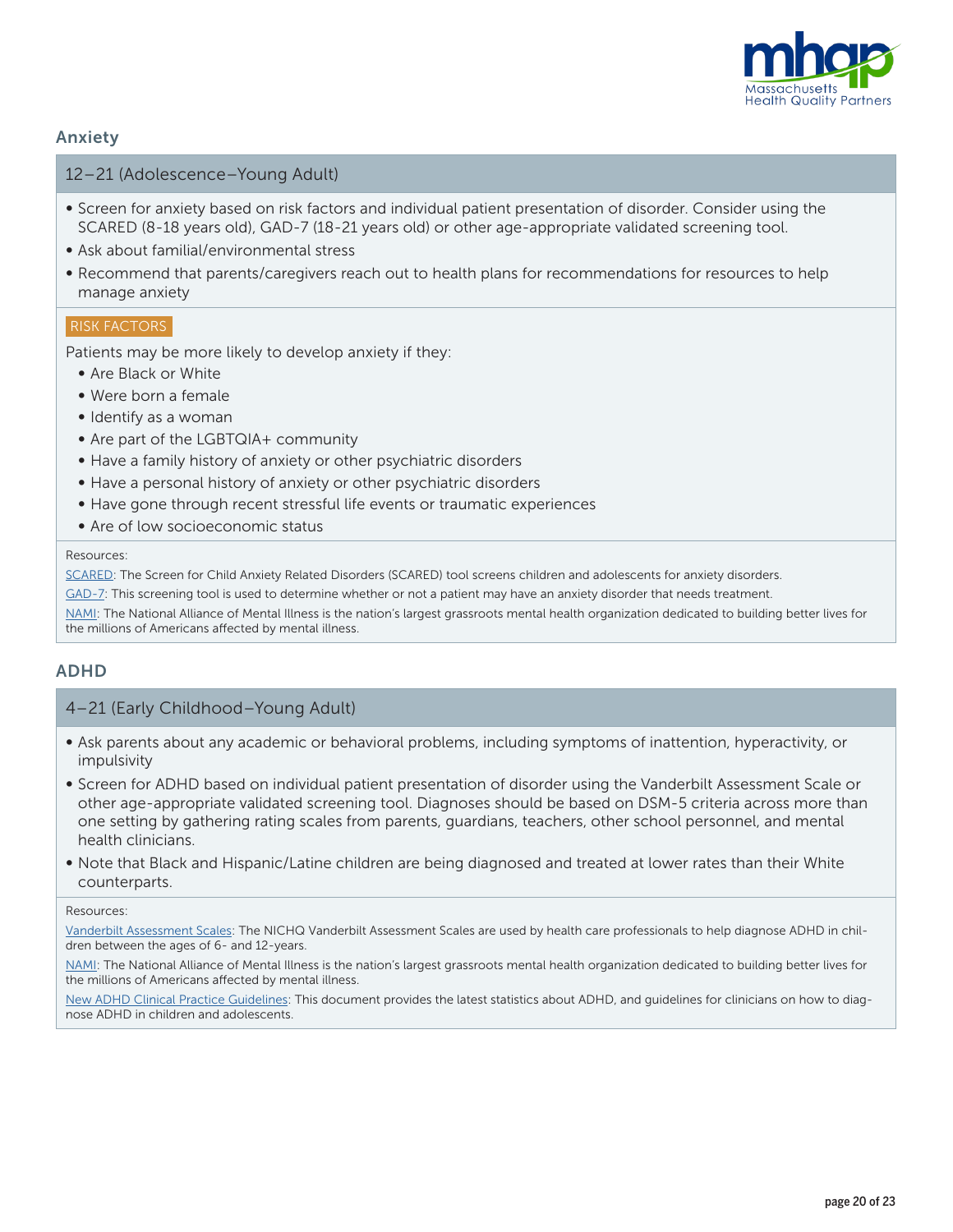## Anxiety

### 12–21 (Adolescence–Young Adult)

- Screen for anxiety based on risk factors and individual patient presentation of disorder. Consider using the SCARED (8-18 years old), GAD-7 (18-21 years old) or other age-appropriate validated screening tool.
- Ask about familial/environmental stress
- Recommend that parents/caregivers reach out to health plans for recommendations for resources to help manage anxiety

RISK FACTORS

Patients may be more likely to develop anxiety if they:

- Are Black or White
- Were born a female
- Identify as a woman
- Are part of the LGBTQIA+ community
- Have a family history of anxiety or other psychiatric disorders
- Have a personal history of anxiety or other psychiatric disorders
- Have gone through recent stressful life events or traumatic experiences
- Are of low socioeconomic status

Resources:

SCARED: The Screen for Child Anxiety Related Disorders (SCARED) tool screens children and adolescents for anxiety disorders.

GAD-7: This screening tool is used to determine whether or not a patient may have an anxiety disorder that needs treatment.

NAMI: The National Alliance of Mental Illness is the nation's largest grassroots mental health organization dedicated to building better lives for the millions of Americans affected by mental illness.

## ADHD

### 4–21 (Early Childhood–Young Adult)

- Ask parents about any academic or behavioral problems, including symptoms of inattention, hyperactivity, or impulsivity
- Screen for ADHD based on individual patient presentation of disorder using the Vanderbilt Assessment Scale or other age-appropriate validated screening tool. Diagnoses should be based on DSM-5 criteria across more than one setting by gathering rating scales from parents, guardians, teachers, other school personnel, and mental health clinicians.
- Note that Black and Hispanic/Latine children are being diagnosed and treated at lower rates than their White counterparts.

Resources:

Vanderbilt Assessment Scales: The NICHQ Vanderbilt Assessment Scales are used by health care professionals to help diagnose ADHD in children between the ages of 6- and 12-years.

NAMI: The National Alliance of Mental Illness is the nation's largest grassroots mental health organization dedicated to building better lives for the millions of Americans affected by mental illness.

New ADHD Clinical Practice Guidelines: This document provides the latest statistics about ADHD, and guidelines for clinicians on how to diagnose ADHD in children and adolescents.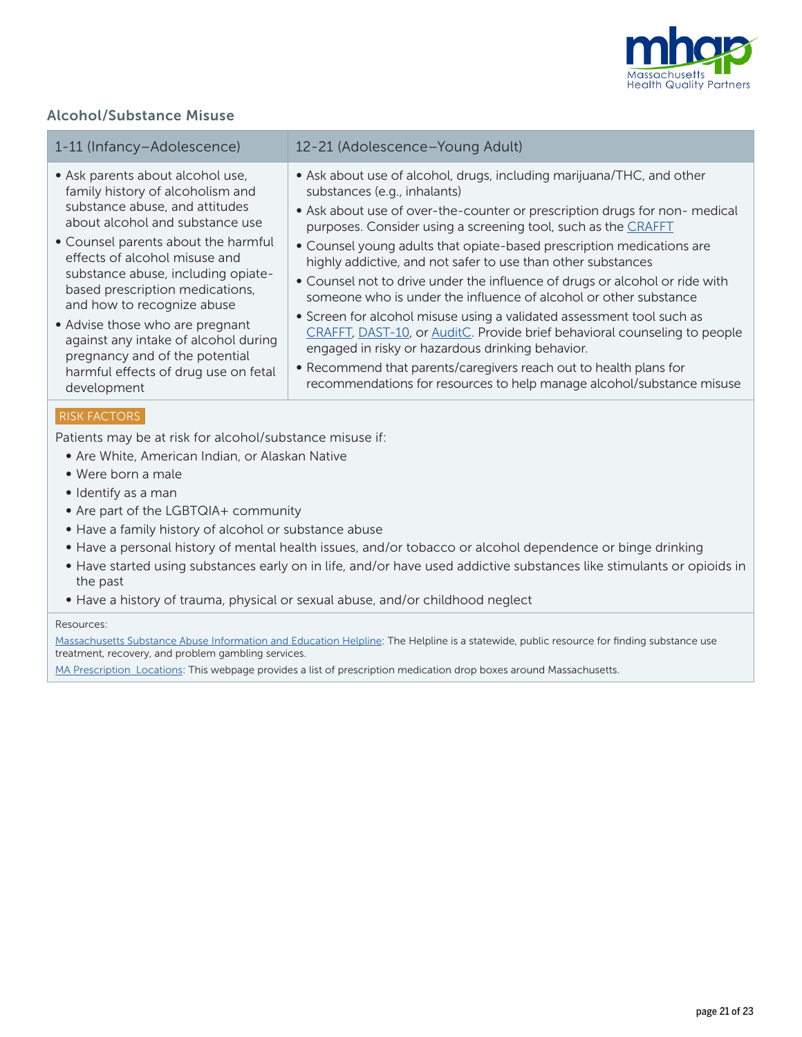## Alcohol/Substance Misuse

| 1-11 (Infancy–Adolescence) | 12-21 (Adolescence–Young Adult) |
|---|---|
| • Ask parents about alcohol use, family history of alcoholism and substance abuse, and attitudes about alcohol and substance use<br>• Counsel parents about the harmful effects of alcohol misuse and substance abuse, including opiate-based prescription medications, and how to recognize abuse<br>• Advise those who are pregnant against any intake of alcohol during pregnancy and of the potential harmful effects of drug use on fetal development | • Ask about use of alcohol, drugs, including marijuana/THC, and other substances (e.g., inhalants)<br>• Ask about use of over-the-counter or prescription drugs for non- medical purposes. Consider using a screening tool, such as the CRAFFT<br>• Counsel young adults that opiate-based prescription medications are highly addictive, and not safer to use than other substances<br>• Counsel not to drive under the influence of drugs or alcohol or ride with someone who is under the influence of alcohol or other substance<br>• Screen for alcohol misuse using a validated assessment tool such as CRAFFT, DAST-10, or AuditC. Provide brief behavioral counseling to people engaged in risky or hazardous drinking behavior.<br>• Recommend that parents/caregivers reach out to health plans for recommendations for resources to help manage alcohol/substance misuse |

RISK FACTORS

Patients may be at risk for alcohol/substance misuse if:

- Are White, American Indian, or Alaskan Native
- Were born a male
- Identify as a man
- Are part of the LGBTQIA+ community
- Have a family history of alcohol or substance abuse
- Have a personal history of mental health issues, and/or tobacco or alcohol dependence or binge drinking
- Have started using substances early on in life, and/or have used addictive substances like stimulants or opioids in the past
- Have a history of trauma, physical or sexual abuse, and/or childhood neglect

Resources:

Massachusetts Substance Abuse Information and Education Helpline: The Helpline is a statewide, public resource for finding substance use treatment, recovery, and problem gambling services.

MA Prescription  Locations: This webpage provides a list of prescription medication drop boxes around Massachusetts.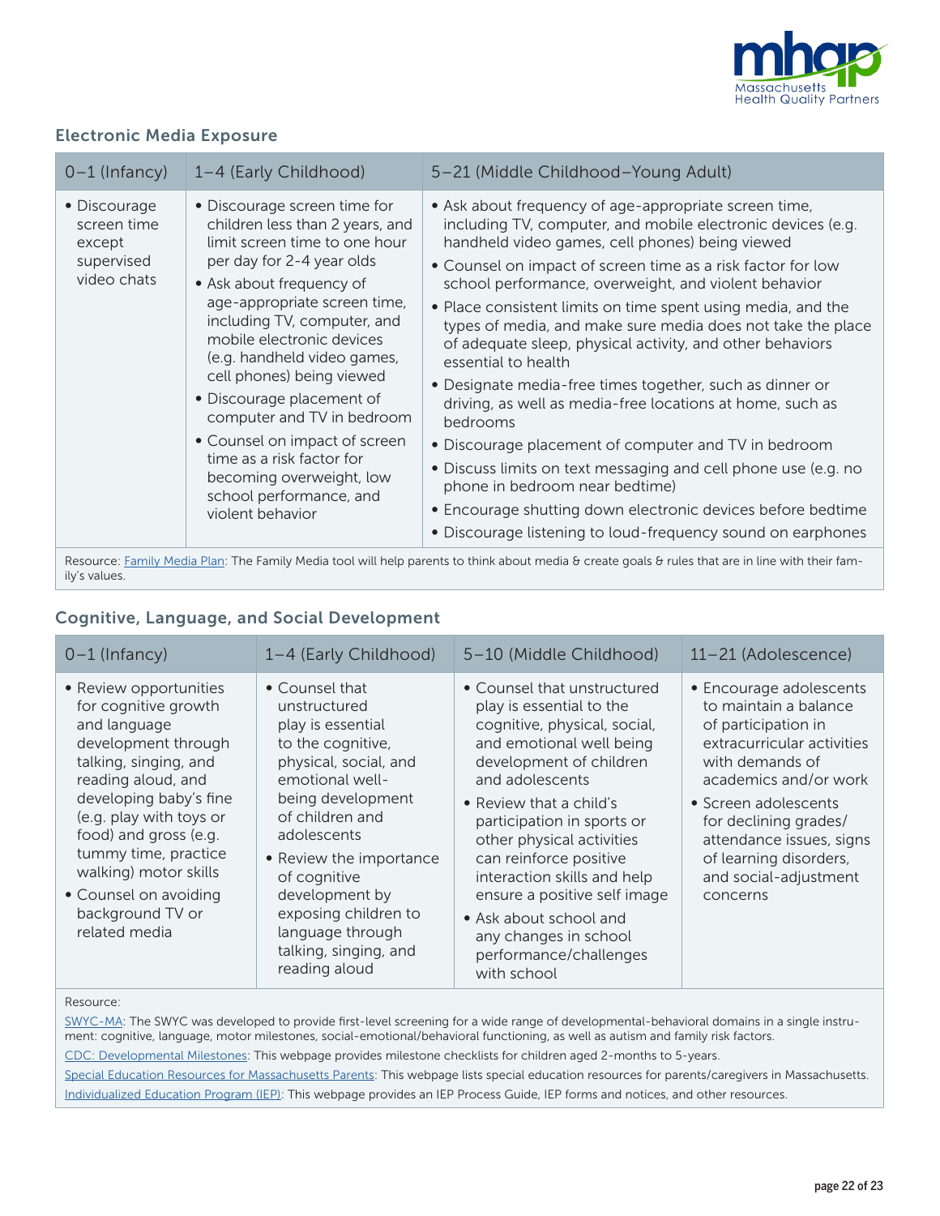## Electronic Media Exposure

| 0–1 (Infancy) | 1–4 (Early Childhood) | 5–21 (Middle Childhood–Young Adult) |
|---|---|---|
| • Discourage screen time except supervised video chats | • Discourage screen time for children less than 2 years, and limit screen time to one hour per day for 2-4 year olds<br>• Ask about frequency of age-appropriate screen time, including TV, computer, and mobile electronic devices (e.g. handheld video games, cell phones) being viewed<br>• Discourage placement of computer and TV in bedroom<br>• Counsel on impact of screen time as a risk factor for becoming overweight, low school performance, and violent behavior | • Ask about frequency of age-appropriate screen time, including TV, computer, and mobile electronic devices (e.g. handheld video games, cell phones) being viewed<br>• Counsel on impact of screen time as a risk factor for low school performance, overweight, and violent behavior<br>• Place consistent limits on time spent using media, and the types of media, and make sure media does not take the place of adequate sleep, physical activity, and other behaviors essential to health<br>• Designate media-free times together, such as dinner or driving, as well as media-free locations at home, such as bedrooms<br>• Discourage placement of computer and TV in bedroom<br>• Discuss limits on text messaging and cell phone use (e.g. no phone in bedroom near bedtime)<br>• Encourage shutting down electronic devices before bedtime<br>• Discourage listening to loud-frequency sound on earphones |

Resource: Family Media Plan: The Family Media tool will help parents to think about media & create goals & rules that are in line with their family's values.

## Cognitive, Language, and Social Development

| 0–1 (Infancy) | 1–4 (Early Childhood) | 5–10 (Middle Childhood) | 11–21 (Adolescence) |
|---|---|---|---|
| • Review opportunities for cognitive growth and language development through talking, singing, and reading aloud, and developing baby's fine (e.g. play with toys or food) and gross (e.g. tummy time, practice walking) motor skills<br>• Counsel on avoiding background TV or related media | • Counsel that unstructured play is essential to the cognitive, physical, social, and emotional well-being development of children and adolescents<br>• Review the importance of cognitive development by exposing children to language through talking, singing, and reading aloud | • Counsel that unstructured play is essential to the cognitive, physical, social, and emotional well being development of children and adolescents<br>• Review that a child's participation in sports or other physical activities can reinforce positive interaction skills and help ensure a positive self image<br>• Ask about school and any changes in school performance/challenges with school | • Encourage adolescents to maintain a balance of participation in extracurricular activities with demands of academics and/or work<br>• Screen adolescents for declining grades/attendance issues, signs of learning disorders, and social-adjustment concerns |

Resource:

SWYC-MA: The SWYC was developed to provide first-level screening for a wide range of developmental-behavioral domains in a single instrument: cognitive, language, motor milestones, social-emotional/behavioral functioning, as well as autism and family risk factors.

CDC: Developmental Milestones: This webpage provides milestone checklists for children aged 2-months to 5-years.

Special Education Resources for Massachusetts Parents: This webpage lists special education resources for parents/caregivers in Massachusetts.

Individualized Education Program (IEP): This webpage provides an IEP Process Guide, IEP forms and notices, and other resources.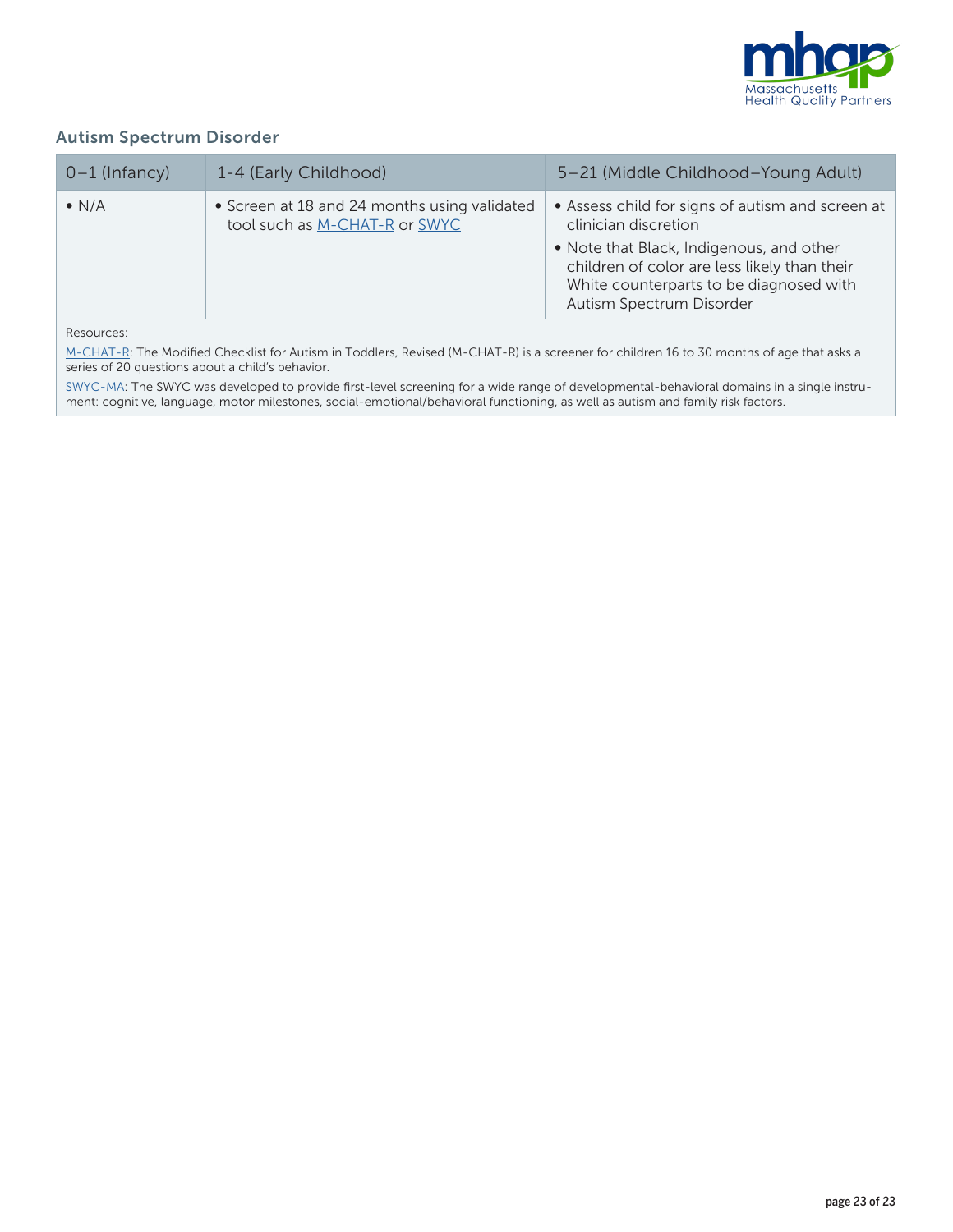## Autism Spectrum Disorder

| 0–1 (Infancy) | 1-4 (Early Childhood) | 5–21 (Middle Childhood–Young Adult) |
|---|---|---|
| • N/A | • Screen at 18 and 24 months using validated tool such as M-CHAT-R or SWYC | • Assess child for signs of autism and screen at clinician discretion<br>• Note that Black, Indigenous, and other children of color are less likely than their White counterparts to be diagnosed with Autism Spectrum Disorder |

Resources:

M-CHAT-R: The Modified Checklist for Autism in Toddlers, Revised (M-CHAT-R) is a screener for children 16 to 30 months of age that asks a series of 20 questions about a child's behavior.

SWYC-MA: The SWYC was developed to provide first-level screening for a wide range of developmental-behavioral domains in a single instrument: cognitive, language, motor milestones, social-emotional/behavioral functioning, as well as autism and family risk factors.